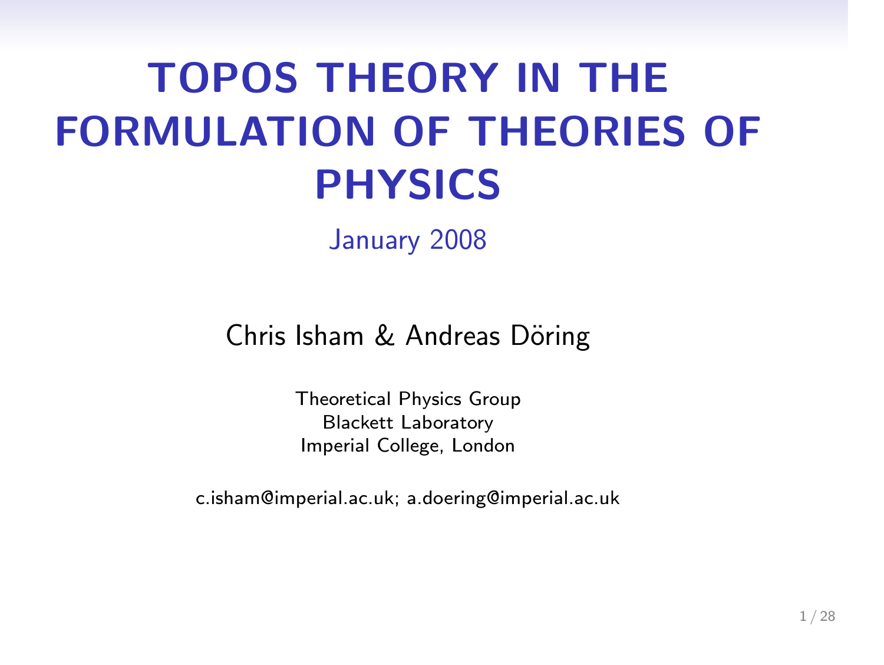# TOPOS THEORY IN THE FORMULATION OF THEORIES OF PHYSICS

January 2008

Chris Isham & Andreas Döring

Theoretical Physics Group
Blackett Laboratory
Imperial College, London

c.isham@imperial.ac.uk; a.doering@imperial.ac.uk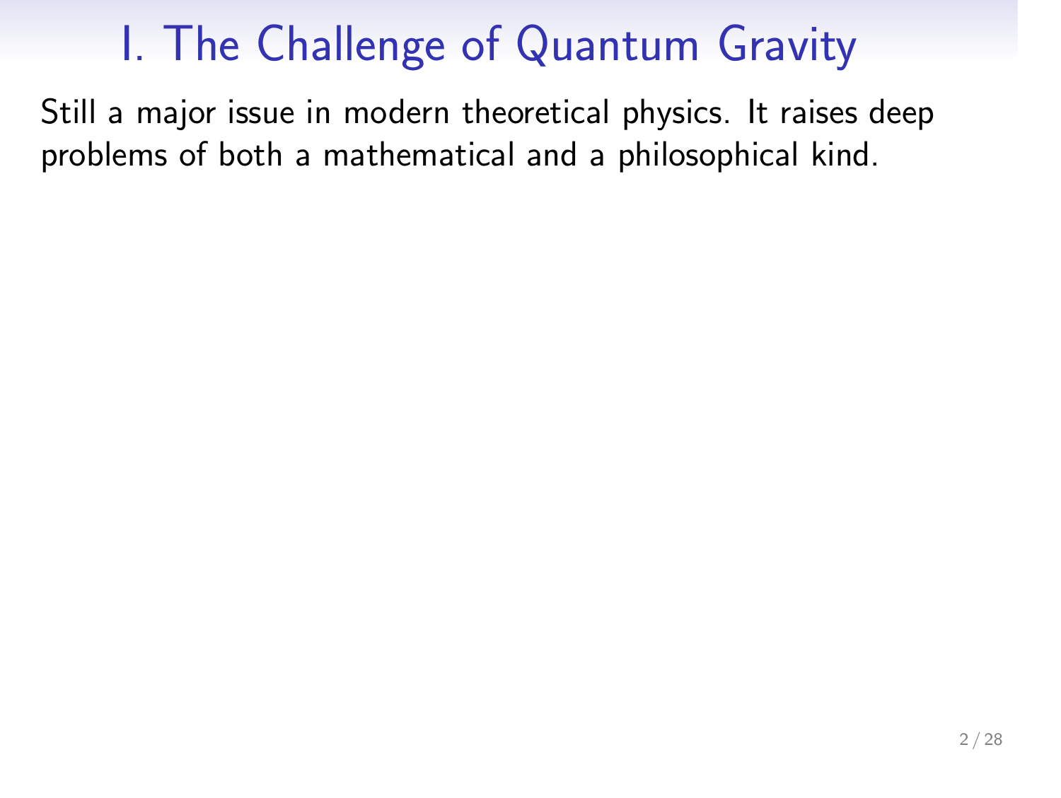# I. The Challenge of Quantum Gravity

Still a major issue in modern theoretical physics. It raises deep problems of both a mathematical and a philosophical kind.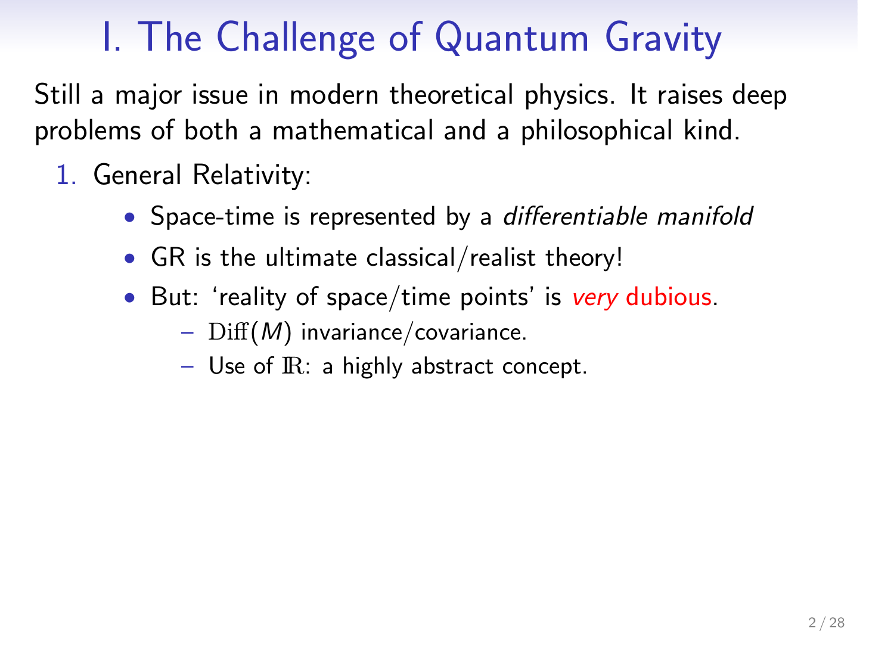# I. The Challenge of Quantum Gravity

Still a major issue in modern theoretical physics. It raises deep problems of both a mathematical and a philosophical kind.

1. General Relativity:
   - Space-time is represented by a *differentiable manifold*
   - GR is the ultimate classical/realist theory!
   - But: 'reality of space/time points' is *very* dubious.
     - $\mathrm{Diff}(M)$ invariance/covariance.
     - Use of $\mathbb{R}$: a highly abstract concept.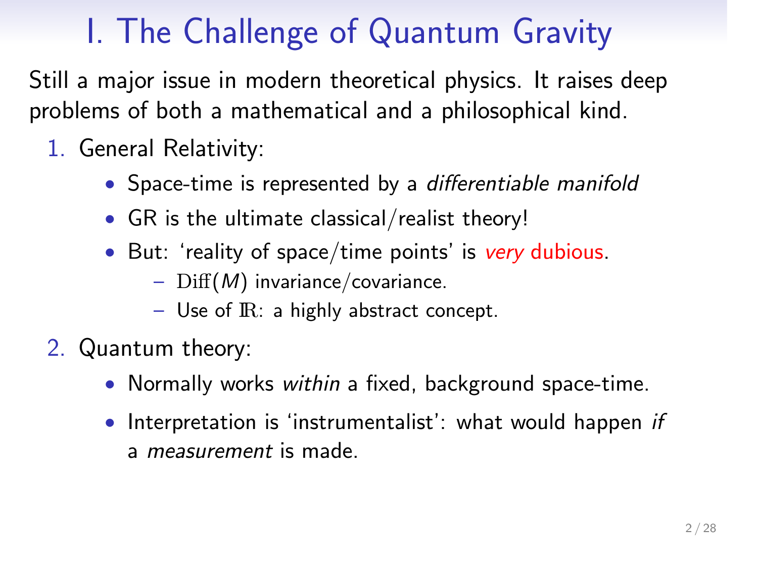# I. The Challenge of Quantum Gravity

Still a major issue in modern theoretical physics. It raises deep problems of both a mathematical and a philosophical kind.

1. General Relativity:
   - Space-time is represented by a *differentiable manifold*
   - GR is the ultimate classical/realist theory!
   - But: 'reality of space/time points' is *very* dubious.
     - $\mathrm{Diff}(M)$ invariance/covariance.
     - Use of $\mathbb{R}$: a highly abstract concept.
2. Quantum theory:
   - Normally works *within* a fixed, background space-time.
   - Interpretation is 'instrumentalist': what would happen *if* a *measurement* is made.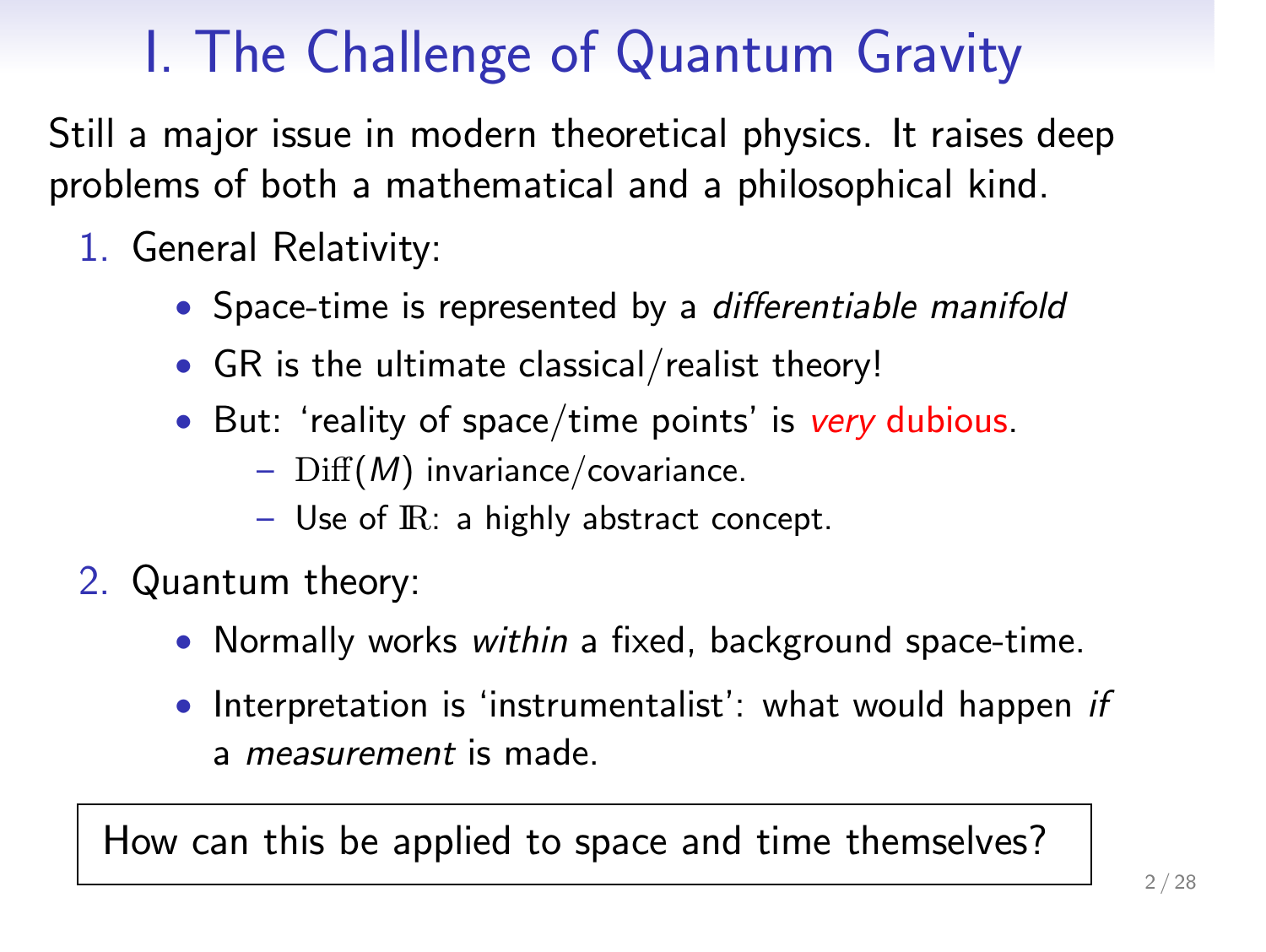# I. The Challenge of Quantum Gravity

Still a major issue in modern theoretical physics. It raises deep problems of both a mathematical and a philosophical kind.

1. General Relativity:
   - Space-time is represented by a *differentiable manifold*
   - GR is the ultimate classical/realist theory!
   - But: 'reality of space/time points' is *very* dubious.
     - $\mathrm{Diff}(M)$ invariance/covariance.
     - Use of $\mathbb{R}$: a highly abstract concept.
2. Quantum theory:
   - Normally works *within* a fixed, background space-time.
   - Interpretation is 'instrumentalist': what would happen *if* a *measurement* is made.

How can this be applied to space and time themselves?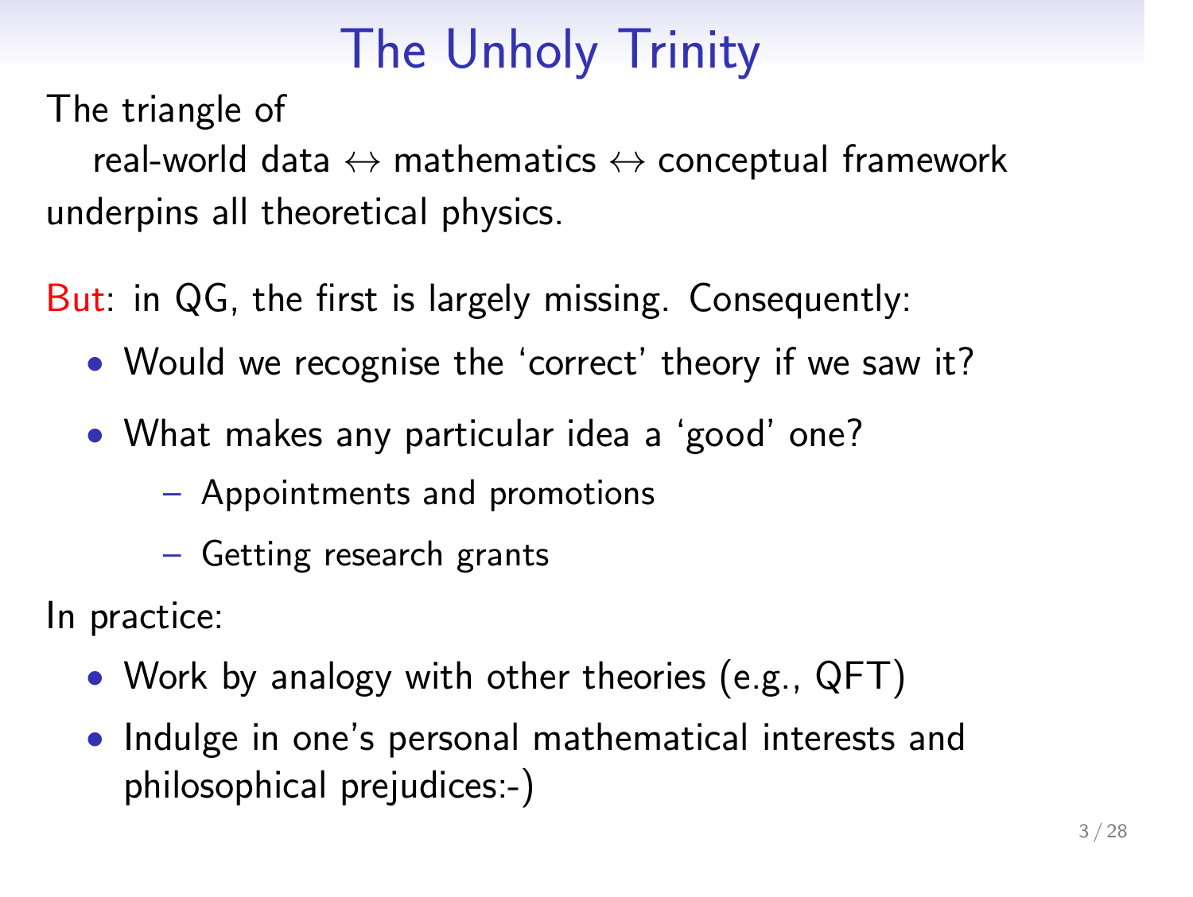# The Unholy Trinity

The triangle of

real-world data $\leftrightarrow$ mathematics $\leftrightarrow$ conceptual framework

underpins all theoretical physics.

But: in QG, the first is largely missing. Consequently:

- Would we recognise the 'correct' theory if we saw it?
- What makes any particular idea a 'good' one?
  - Appointments and promotions
  - Getting research grants

In practice:

- Work by analogy with other theories (e.g., QFT)
- Indulge in one's personal mathematical interests and philosophical prejudices:-)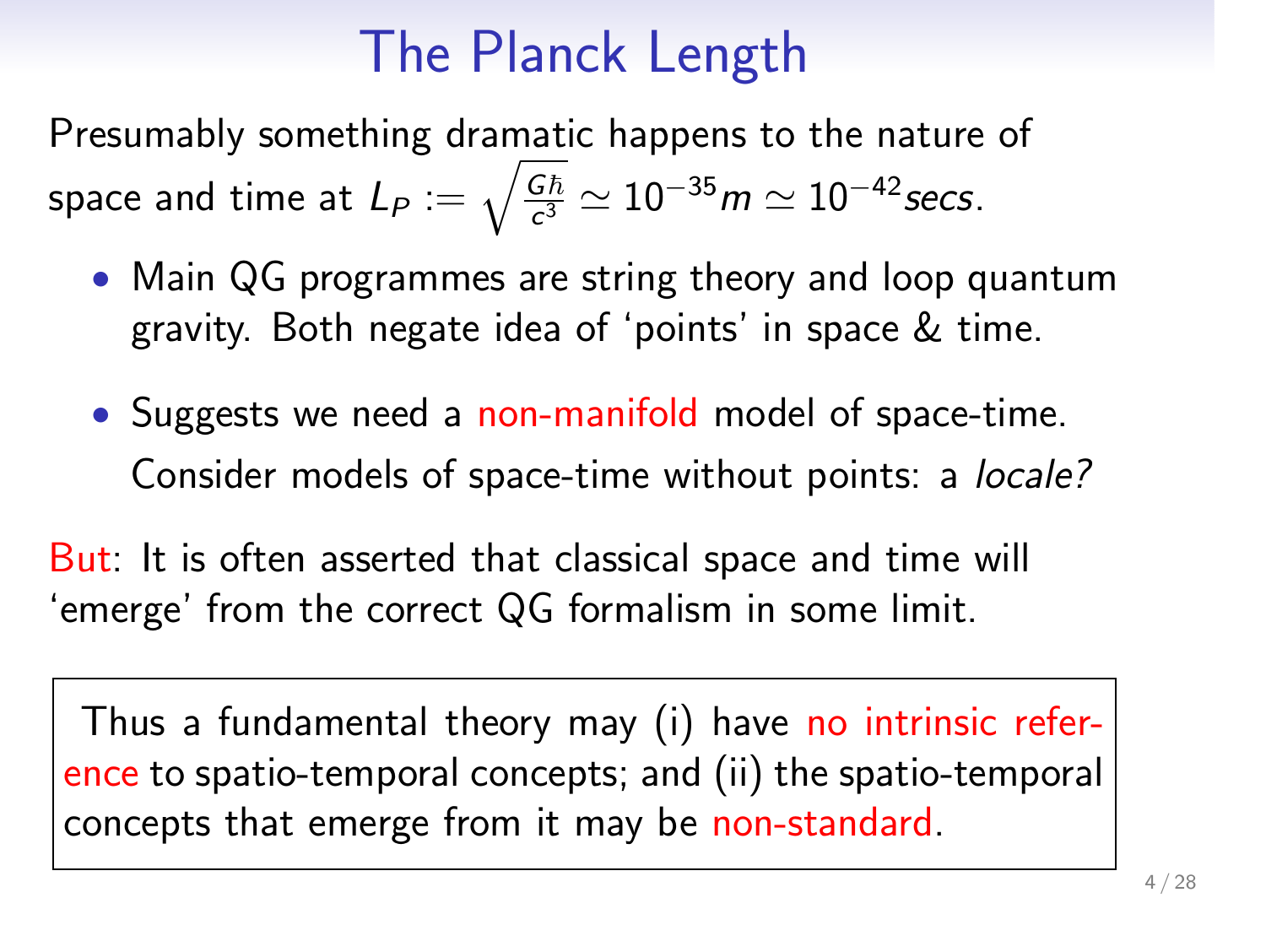# The Planck Length

Presumably something dramatic happens to the nature of space and time at $L_P := \sqrt{\frac{G\hbar}{c^3}} \simeq 10^{-35}m \simeq 10^{-42}secs$.

- Main QG programmes are string theory and loop quantum gravity. Both negate idea of 'points' in space & time.
- Suggests we need a non-manifold model of space-time. Consider models of space-time without points: a *locale?*

But: It is often asserted that classical space and time will 'emerge' from the correct QG formalism in some limit.

> Thus a fundamental theory may (i) have no intrinsic reference to spatio-temporal concepts; and (ii) the spatio-temporal concepts that emerge from it may be non-standard.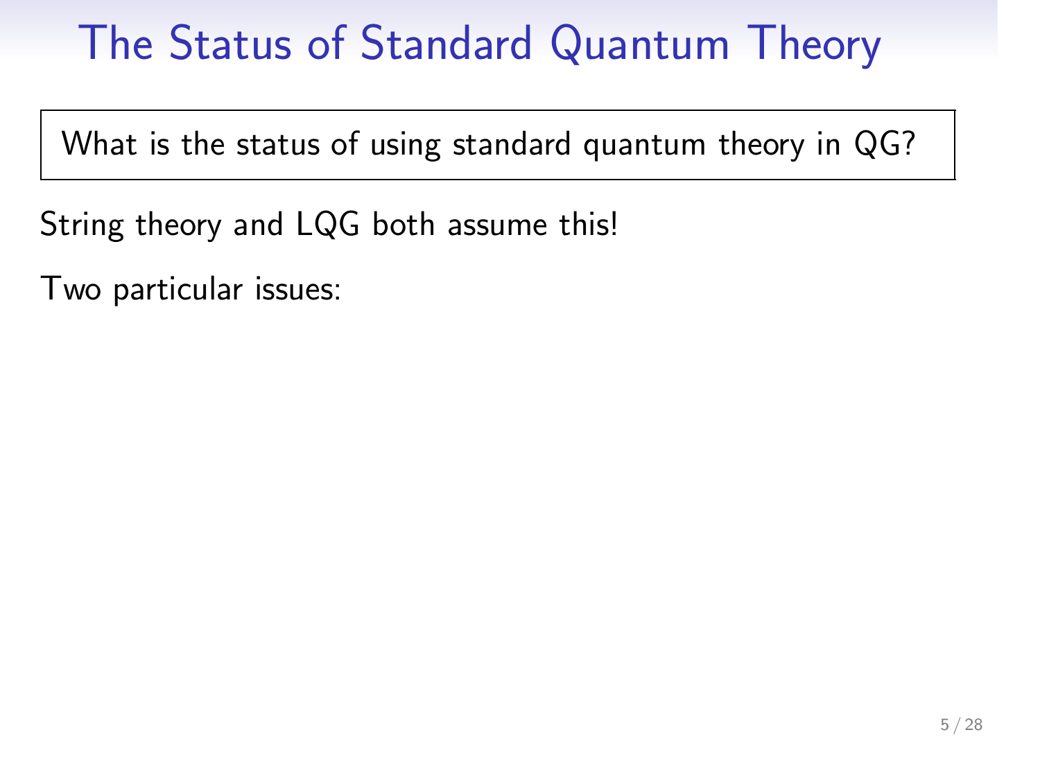# The Status of Standard Quantum Theory

What is the status of using standard quantum theory in QG?

String theory and LQG both assume this!

Two particular issues: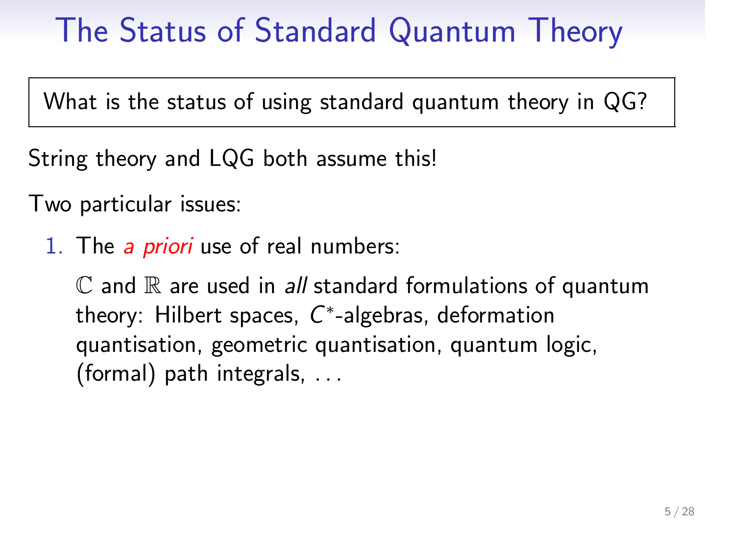# The Status of Standard Quantum Theory

What is the status of using standard quantum theory in QG?

String theory and LQG both assume this!

Two particular issues:

1. The *a priori* use of real numbers:

   $\mathbb{C}$ and $\mathbb{R}$ are used in *all* standard formulations of quantum theory: Hilbert spaces, $C^*$-algebras, deformation quantisation, geometric quantisation, quantum logic, (formal) path integrals, . . .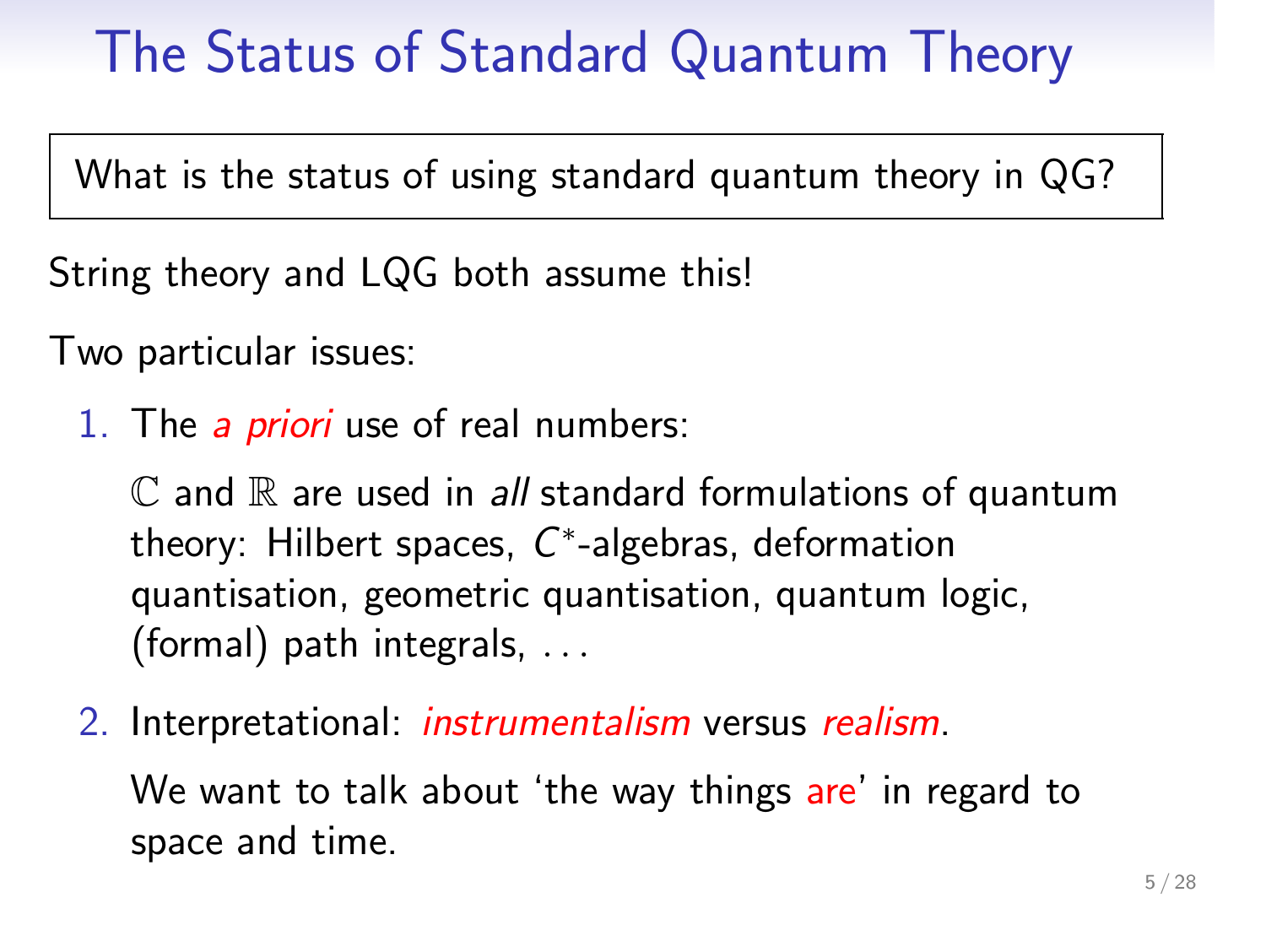# The Status of Standard Quantum Theory

What is the status of using standard quantum theory in QG?

String theory and LQG both assume this!

Two particular issues:

1. The *a priori* use of real numbers:

   $\mathbb{C}$ and $\mathbb{R}$ are used in *all* standard formulations of quantum theory: Hilbert spaces, $C^*$-algebras, deformation quantisation, geometric quantisation, quantum logic, (formal) path integrals, ...

2. Interpretational: *instrumentalism* versus *realism*.

   We want to talk about 'the way things are' in regard to space and time.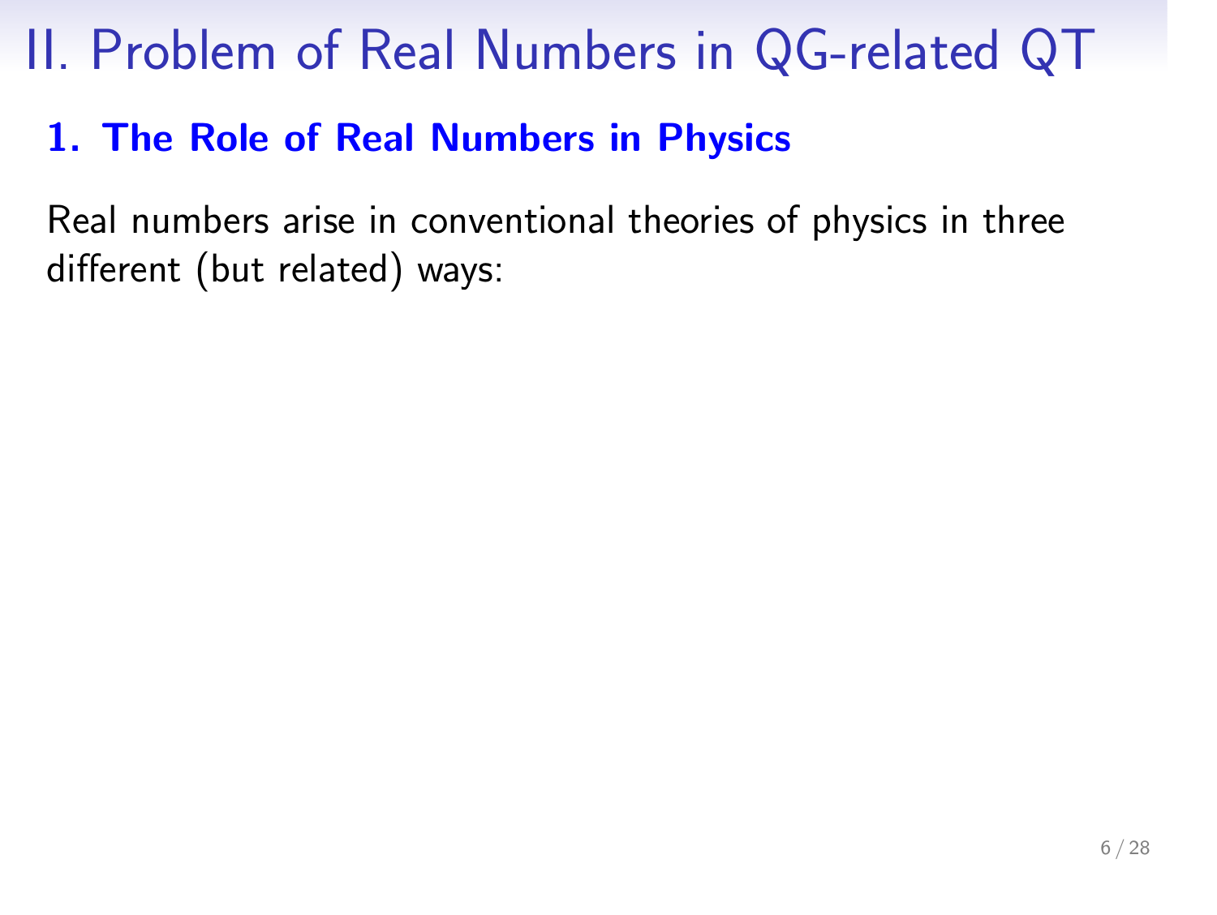# II. Problem of Real Numbers in QG-related QT

## 1. The Role of Real Numbers in Physics

Real numbers arise in conventional theories of physics in three different (but related) ways: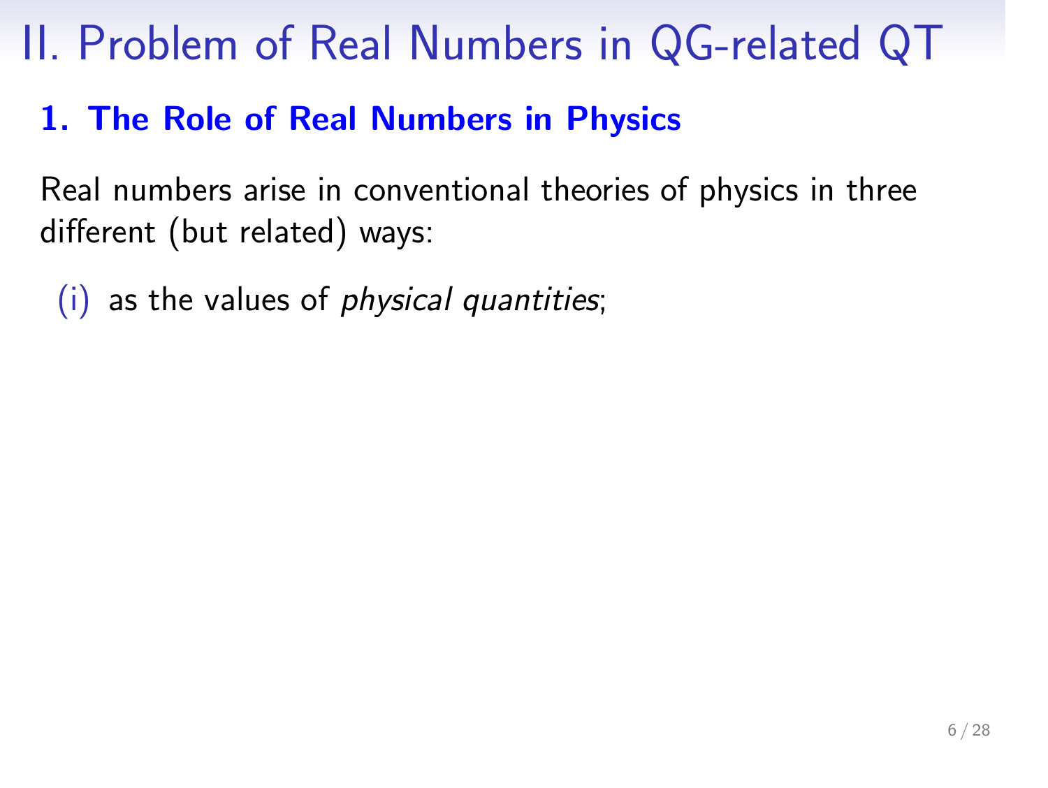# II. Problem of Real Numbers in QG-related QT

## 1. The Role of Real Numbers in Physics

Real numbers arise in conventional theories of physics in three different (but related) ways:

(i) as the values of *physical quantities*;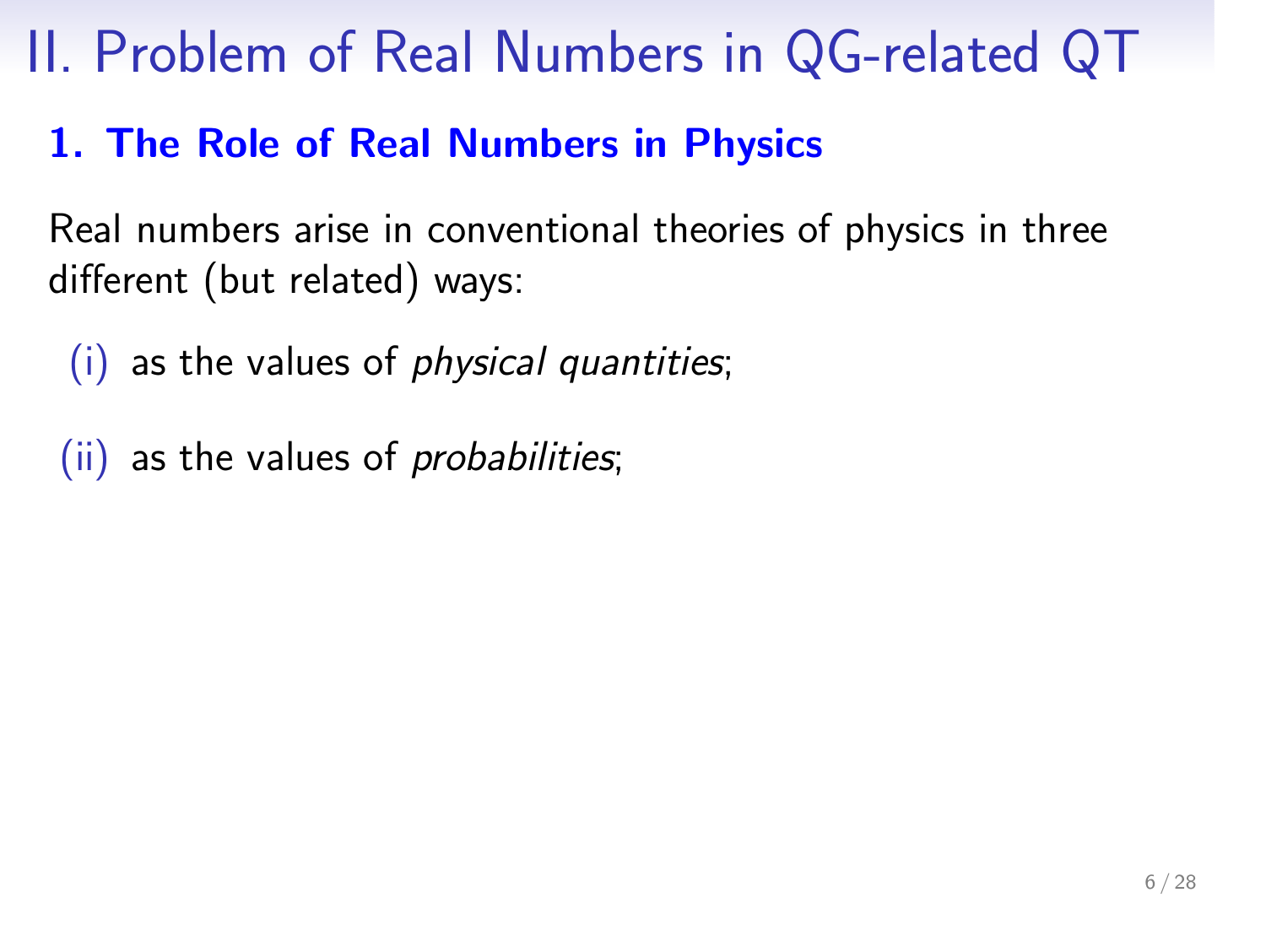# II. Problem of Real Numbers in QG-related QT

## 1. The Role of Real Numbers in Physics

Real numbers arise in conventional theories of physics in three different (but related) ways:

(i) as the values of *physical quantities*;

(ii) as the values of *probabilities*;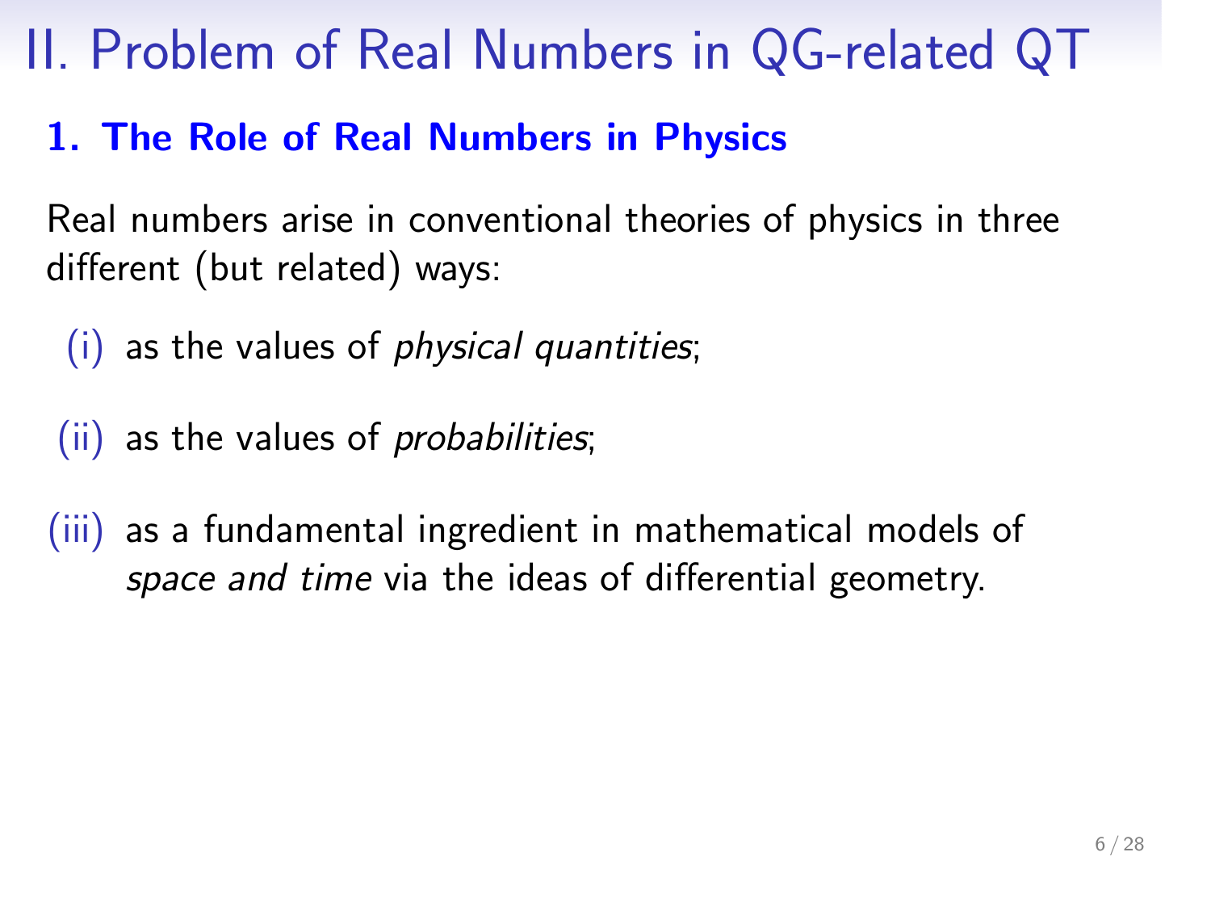# II. Problem of Real Numbers in QG-related QT

## 1. The Role of Real Numbers in Physics

Real numbers arise in conventional theories of physics in three different (but related) ways:

(i) as the values of *physical quantities*;

(ii) as the values of *probabilities*;

(iii) as a fundamental ingredient in mathematical models of *space and time* via the ideas of differential geometry.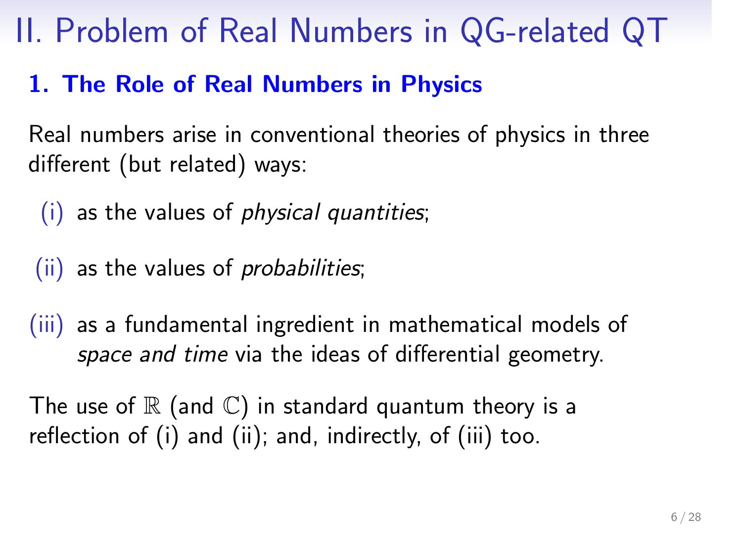# II. Problem of Real Numbers in QG-related QT

## 1. The Role of Real Numbers in Physics

Real numbers arise in conventional theories of physics in three different (but related) ways:

(i) as the values of *physical quantities*;

(ii) as the values of *probabilities*;

(iii) as a fundamental ingredient in mathematical models of *space and time* via the ideas of differential geometry.

The use of $\mathbb{R}$ (and $\mathbb{C}$) in standard quantum theory is a reflection of (i) and (ii); and, indirectly, of (iii) too.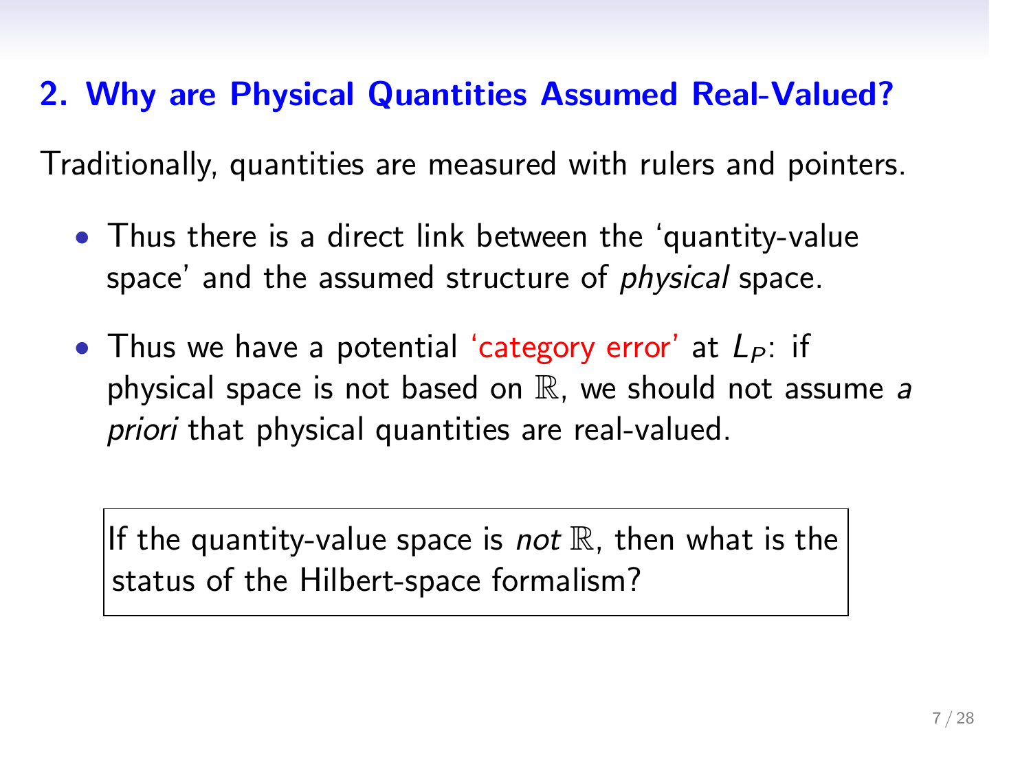## 2. Why are Physical Quantities Assumed Real-Valued?

Traditionally, quantities are measured with rulers and pointers.

- Thus there is a direct link between the 'quantity-value space' and the assumed structure of *physical* space.
- Thus we have a potential 'category error' at $L_P$: if physical space is not based on $\mathbb{R}$, we should not assume *a priori* that physical quantities are real-valued.

> If the quantity-value space is *not* $\mathbb{R}$, then what is the status of the Hilbert-space formalism?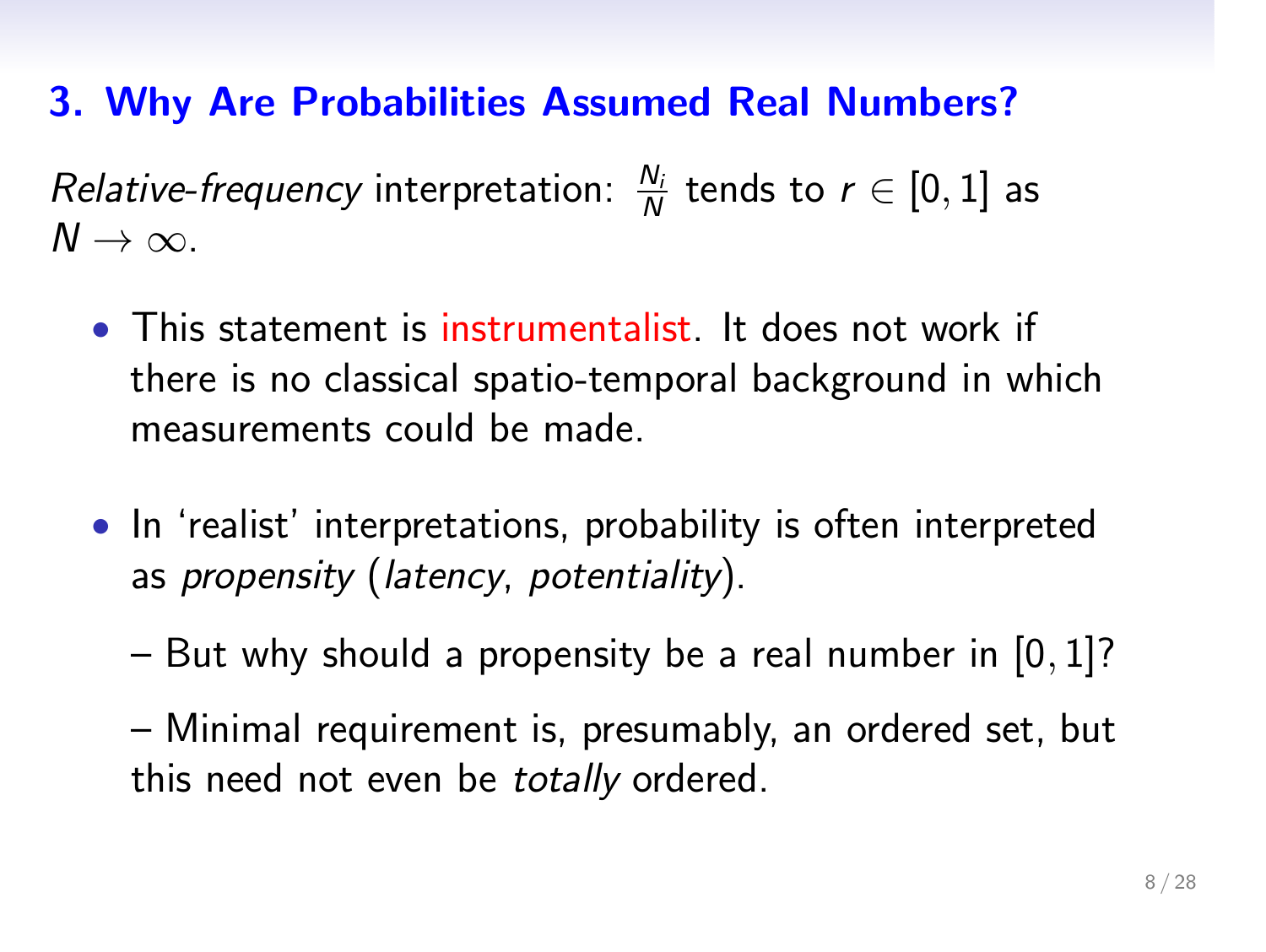## 3. Why Are Probabilities Assumed Real Numbers?

*Relative-frequency* interpretation: $\frac{N_i}{N}$ tends to $r \in [0, 1]$ as $N \to \infty$.

- This statement is instrumentalist. It does not work if there is no classical spatio-temporal background in which measurements could be made.

- In 'realist' interpretations, probability is often interpreted as *propensity* (*latency*, *potentiality*).

  – But why should a propensity be a real number in $[0, 1]$?

  – Minimal requirement is, presumably, an ordered set, but this need not even be *totally* ordered.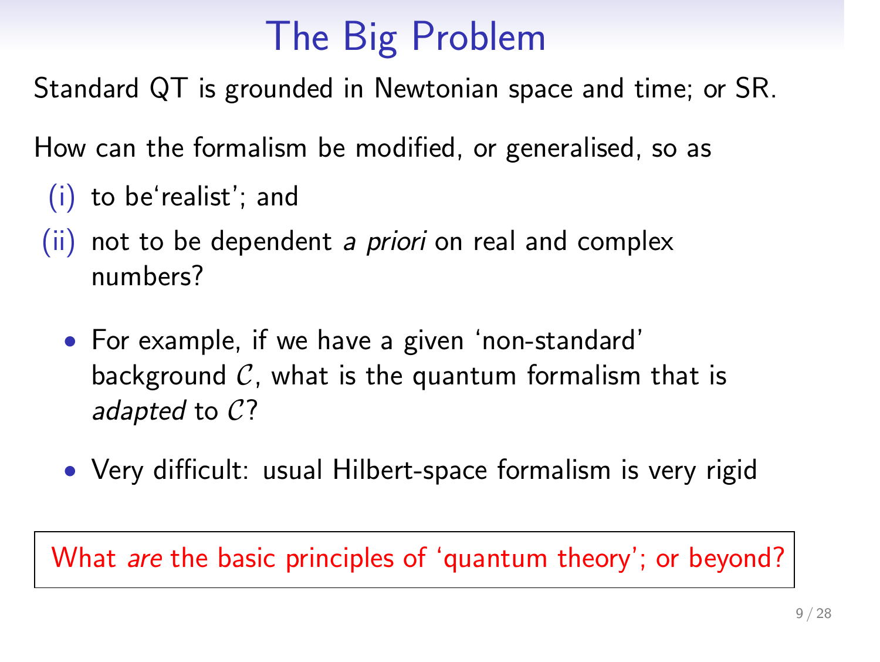# The Big Problem

Standard QT is grounded in Newtonian space and time; or SR.

How can the formalism be modified, or generalised, so as

(i) to be'realist'; and

(ii) not to be dependent *a priori* on real and complex numbers?

- For example, if we have a given 'non-standard' background $\mathcal{C}$, what is the quantum formalism that is *adapted* to $\mathcal{C}$?
- Very difficult: usual Hilbert-space formalism is very rigid

What *are* the basic principles of 'quantum theory'; or beyond?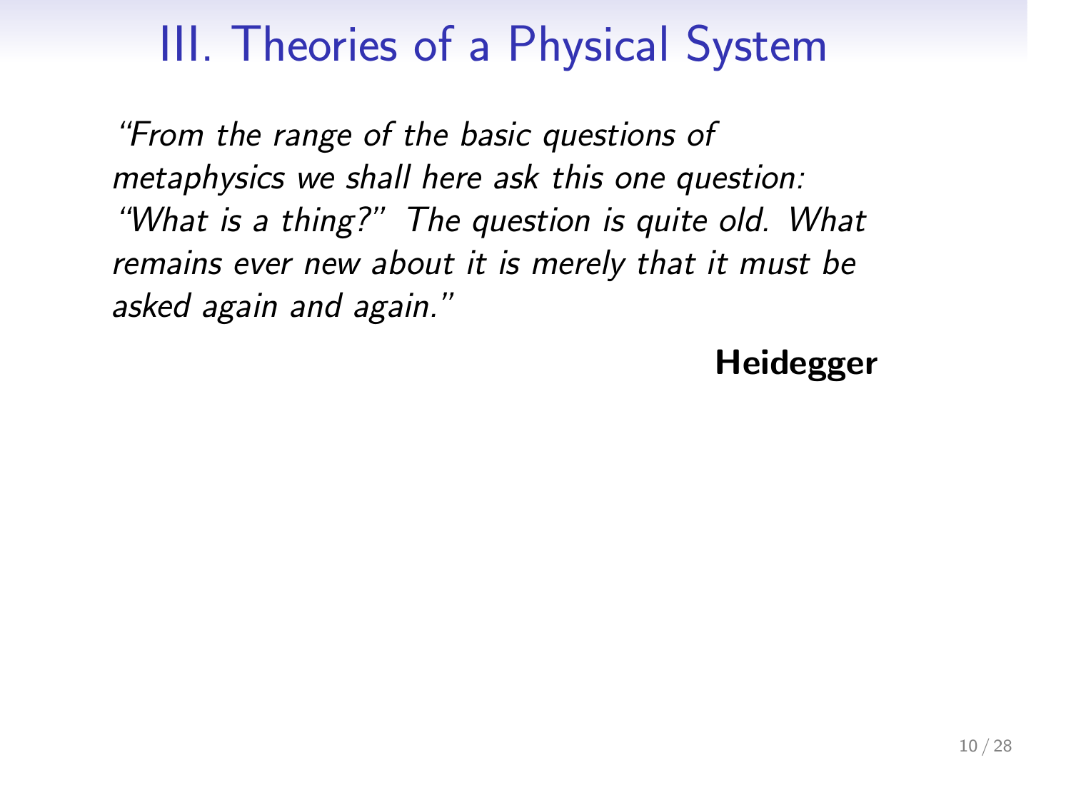# III. Theories of a Physical System

*"From the range of the basic questions of metaphysics we shall here ask this one question: "What is a thing?" The question is quite old. What remains ever new about it is merely that it must be asked again and again."*

**Heidegger**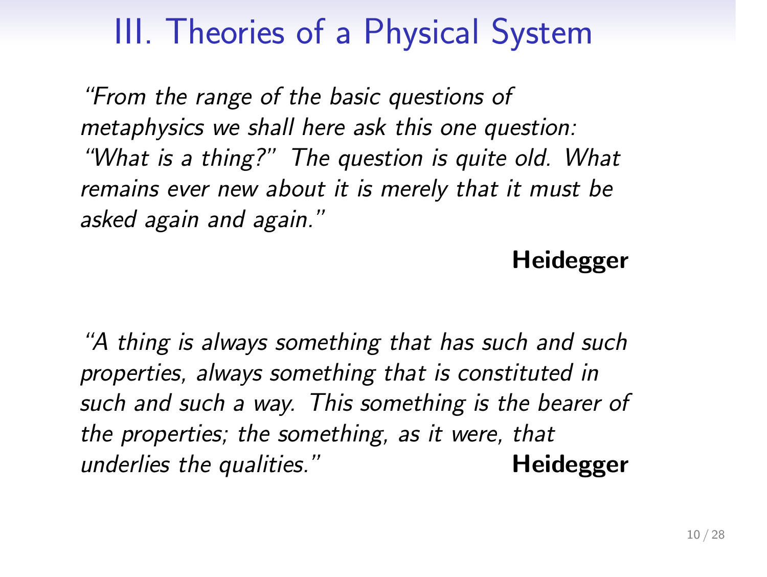# III. Theories of a Physical System

*"From the range of the basic questions of metaphysics we shall here ask this one question: "What is a thing?" The question is quite old. What remains ever new about it is merely that it must be asked again and again."*

**Heidegger**

*"A thing is always something that has such and such properties, always something that is constituted in such and such a way. This something is the bearer of the properties; the something, as it were, that underlies the qualities."* **Heidegger**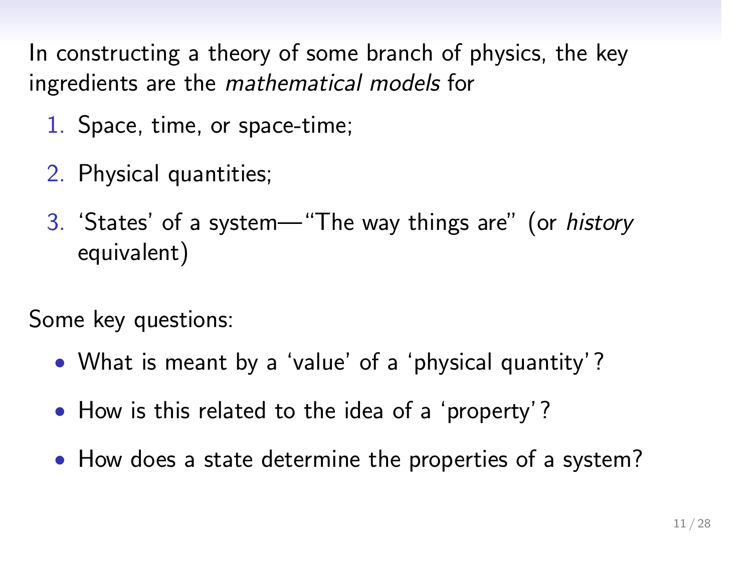In constructing a theory of some branch of physics, the key ingredients are the *mathematical models* for

1. Space, time, or space-time;
2. Physical quantities;
3. 'States' of a system—"The way things are" (or *history* equivalent)

Some key questions:

- What is meant by a 'value' of a 'physical quantity'?
- How is this related to the idea of a 'property'?
- How does a state determine the properties of a system?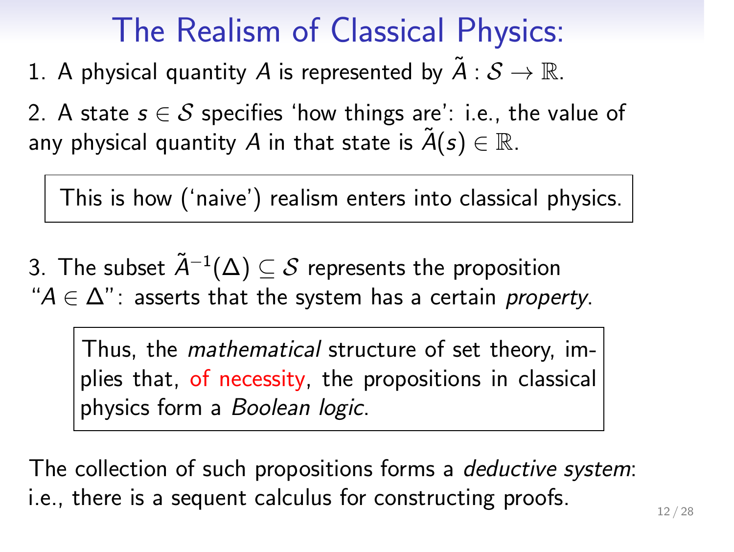# The Realism of Classical Physics:

1. A physical quantity $A$ is represented by $\tilde{A} : \mathcal{S} \to \mathbb{R}$.

2. A state $s \in \mathcal{S}$ specifies 'how things are': i.e., the value of any physical quantity $A$ in that state is $\tilde{A}(s) \in \mathbb{R}$.

> This is how ('naive') realism enters into classical physics.

3. The subset $\tilde{A}^{-1}(\Delta) \subseteq \mathcal{S}$ represents the proposition "$A \in \Delta$": asserts that the system has a certain *property*.

> Thus, the *mathematical* structure of set theory, implies that, of necessity, the propositions in classical physics form a *Boolean logic*.

The collection of such propositions forms a *deductive system*: i.e., there is a sequent calculus for constructing proofs.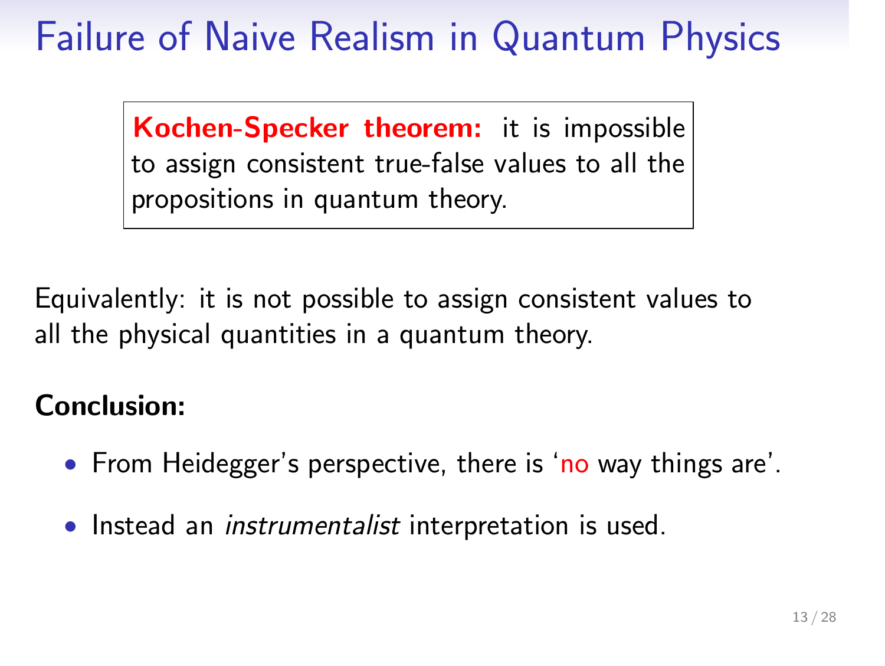# Failure of Naive Realism in Quantum Physics

> **Kochen-Specker theorem:** it is impossible to assign consistent true-false values to all the propositions in quantum theory.

Equivalently: it is not possible to assign consistent values to all the physical quantities in a quantum theory.

**Conclusion:**

- From Heidegger's perspective, there is 'no way things are'.
- Instead an *instrumentalist* interpretation is used.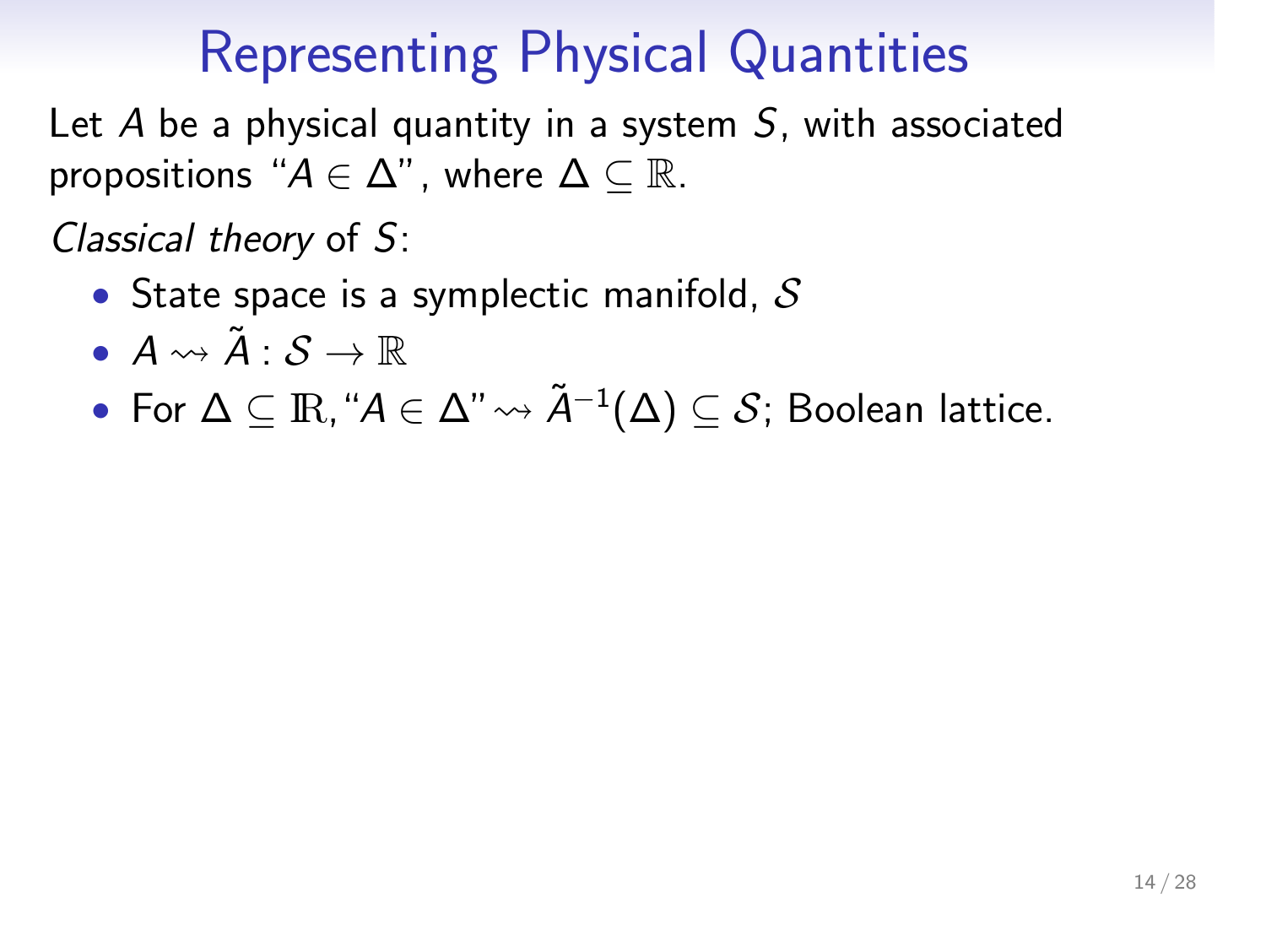# Representing Physical Quantities

Let $A$ be a physical quantity in a system $S$, with associated propositions "$A \in \Delta$", where $\Delta \subseteq \mathbb{R}$.

*Classical theory* of $S$:

- State space is a symplectic manifold, $\mathcal{S}$
- $A \rightsquigarrow \tilde{A} : \mathcal{S} \to \mathbb{R}$
- For $\Delta \subseteq \mathbb{R}$, "$A \in \Delta$" $\rightsquigarrow \tilde{A}^{-1}(\Delta) \subseteq \mathcal{S}$; Boolean lattice.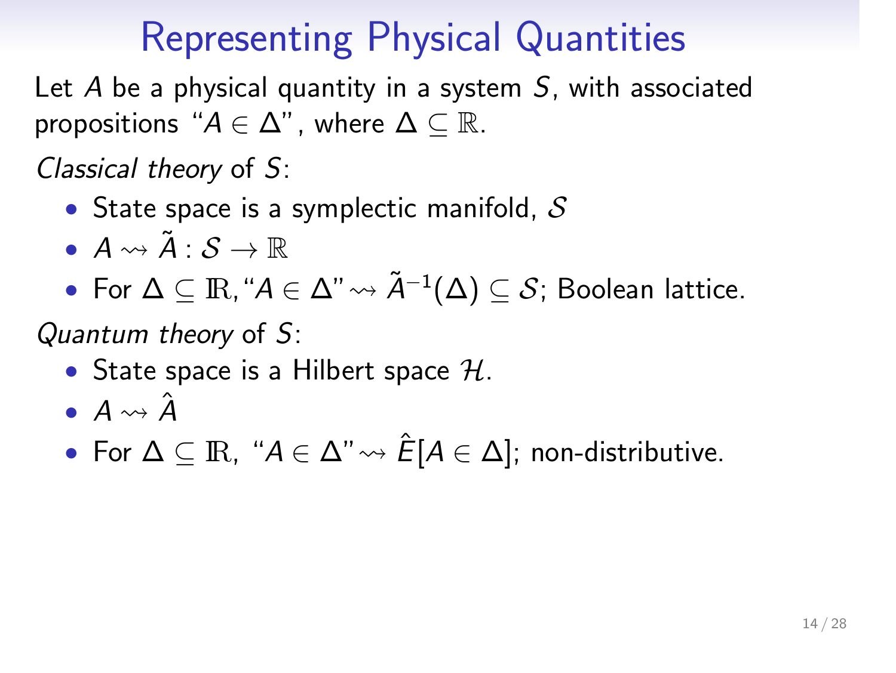# Representing Physical Quantities

Let $A$ be a physical quantity in a system $S$, with associated propositions "$A \in \Delta$", where $\Delta \subseteq \mathbb{R}$.

*Classical theory* of $S$:

- State space is a symplectic manifold, $\mathcal{S}$
- $A \rightsquigarrow \tilde{A} : \mathcal{S} \to \mathbb{R}$
- For $\Delta \subseteq \mathbb{R}$, "$A \in \Delta$" $\rightsquigarrow \tilde{A}^{-1}(\Delta) \subseteq \mathcal{S}$; Boolean lattice.

*Quantum theory* of $S$:

- State space is a Hilbert space $\mathcal{H}$.
- $A \rightsquigarrow \hat{A}$
- For $\Delta \subseteq \mathbb{R}$, "$A \in \Delta$" $\rightsquigarrow \hat{E}[A \in \Delta]$; non-distributive.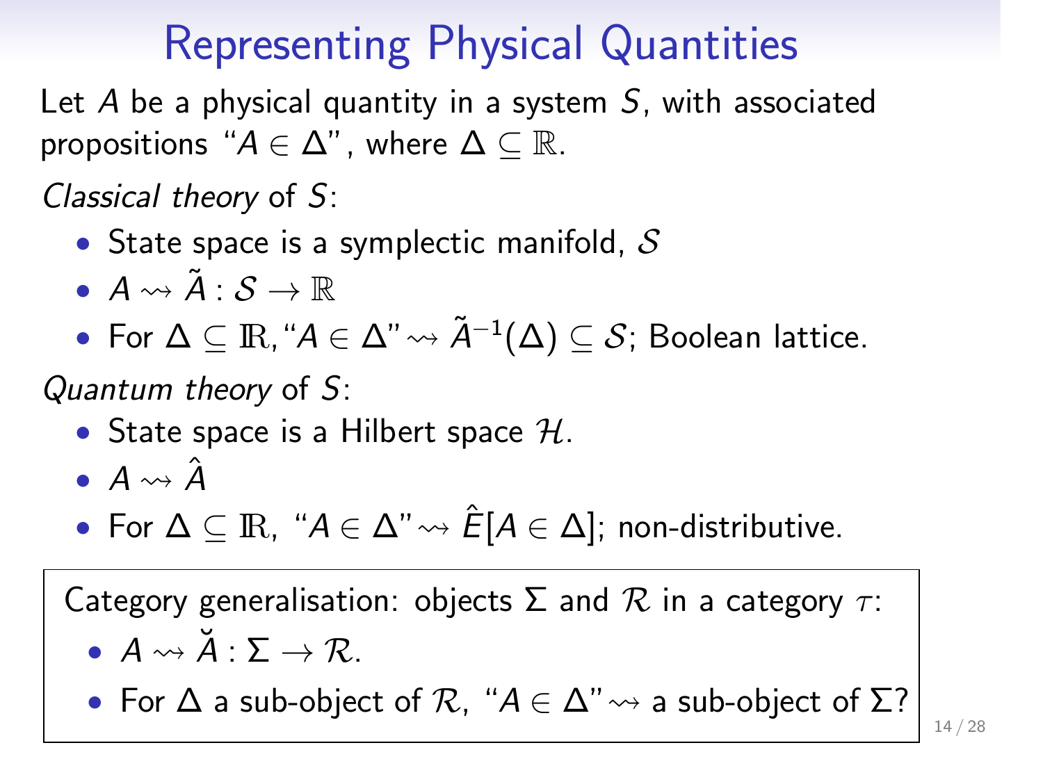# Representing Physical Quantities

Let $A$ be a physical quantity in a system $S$, with associated propositions "$A \in \Delta$", where $\Delta \subseteq \mathbb{R}$.

*Classical theory* of $S$:

- State space is a symplectic manifold, $\mathcal{S}$
- $A \rightsquigarrow \tilde{A} : \mathcal{S} \to \mathbb{R}$
- For $\Delta \subseteq \mathbb{R}$, "$A \in \Delta$" $\rightsquigarrow \tilde{A}^{-1}(\Delta) \subseteq \mathcal{S}$; Boolean lattice.

*Quantum theory* of $S$:

- State space is a Hilbert space $\mathcal{H}$.
- $A \rightsquigarrow \hat{A}$
- For $\Delta \subseteq \mathbb{R}$, "$A \in \Delta$" $\rightsquigarrow \hat{E}[A \in \Delta]$; non-distributive.

Category generalisation: objects $\Sigma$ and $\mathcal{R}$ in a category $\tau$:

- $A \rightsquigarrow \breve{A} : \Sigma \to \mathcal{R}$.
- For $\Delta$ a sub-object of $\mathcal{R}$, "$A \in \Delta$" $\rightsquigarrow$ a sub-object of $\Sigma$?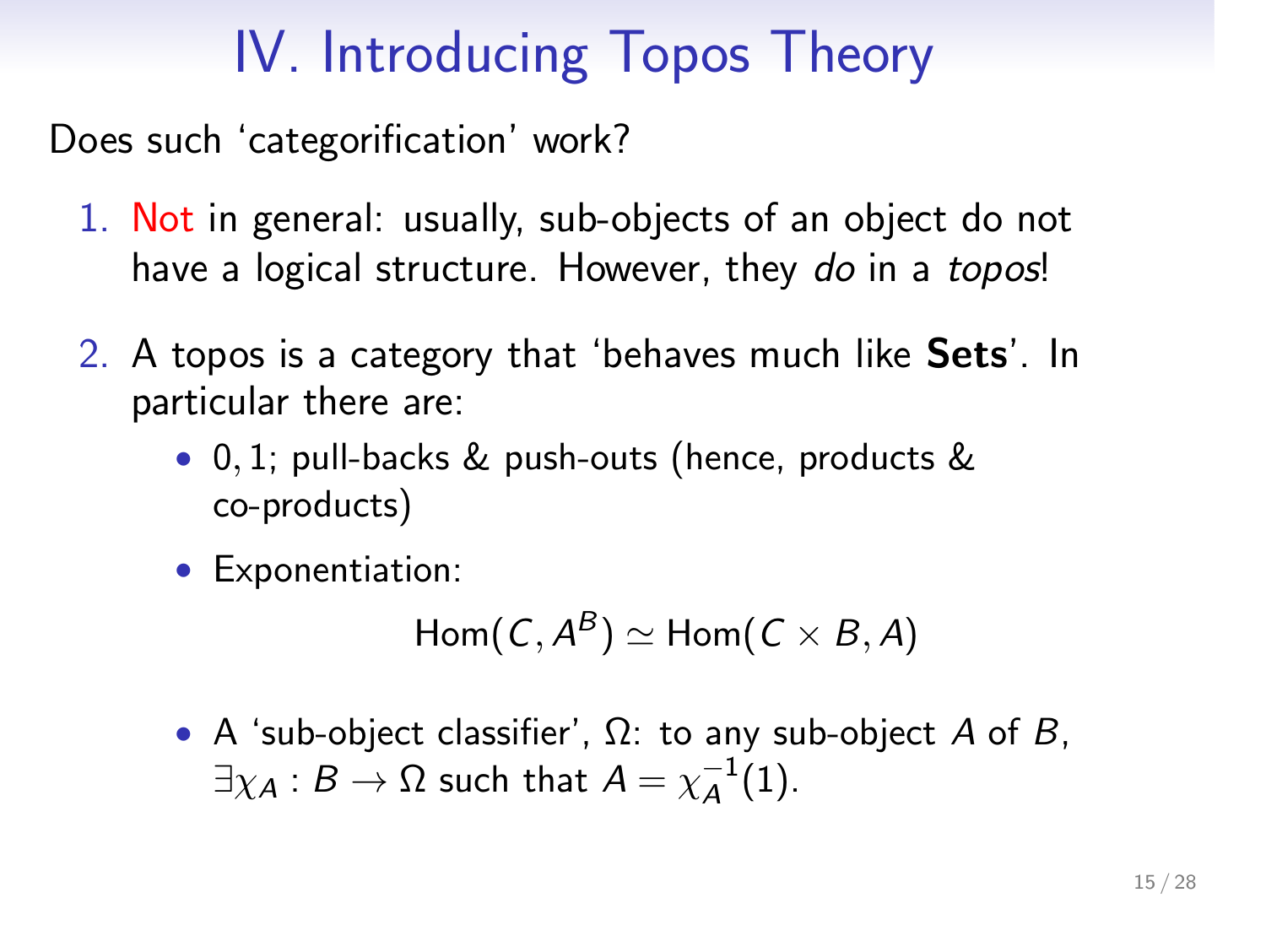# IV. Introducing Topos Theory

Does such 'categorification' work?

1. Not in general: usually, sub-objects of an object do not have a logical structure. However, they *do* in a *topos*!

2. A topos is a category that 'behaves much like **Sets**'. In particular there are:
   - $0, 1$; pull-backs & push-outs (hence, products & co-products)
   - Exponentiation:
   $$\mathrm{Hom}(C, A^B) \simeq \mathrm{Hom}(C \times B, A)$$
   - A 'sub-object classifier', $\Omega$: to any sub-object $A$ of $B$, $\exists \chi_A : B \to \Omega$ such that $A = \chi_A^{-1}(1)$.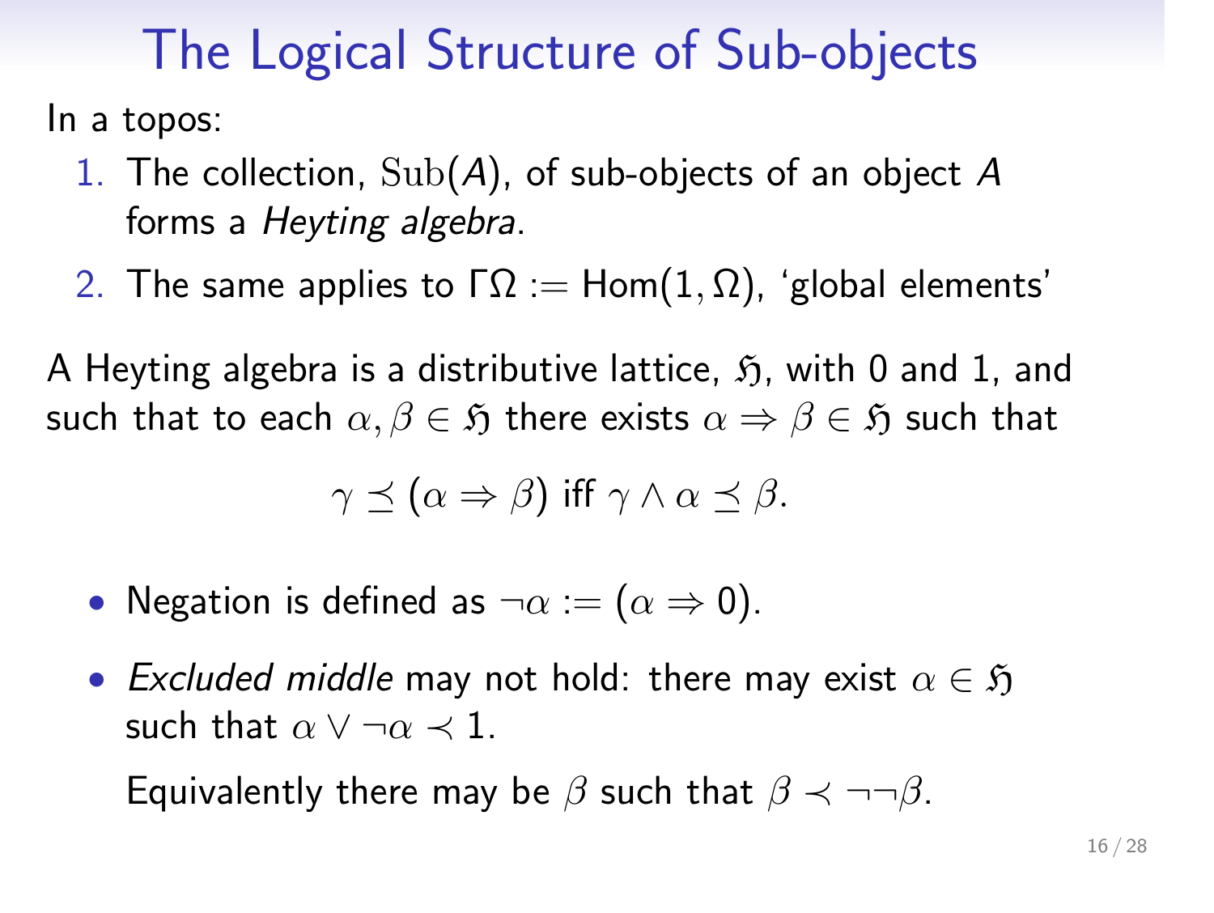# The Logical Structure of Sub-objects

In a topos:

1. The collection, $\mathrm{Sub}(A)$, of sub-objects of an object $A$ forms a *Heyting algebra*.
2. The same applies to $\Gamma\Omega := \mathrm{Hom}(1, \Omega)$, 'global elements'

A Heyting algebra is a distributive lattice, $\mathfrak{H}$, with 0 and 1, and such that to each $\alpha, \beta \in \mathfrak{H}$ there exists $\alpha \Rightarrow \beta \in \mathfrak{H}$ such that

$$\gamma \preceq (\alpha \Rightarrow \beta) \text{ iff } \gamma \wedge \alpha \preceq \beta.$$

- Negation is defined as $\neg\alpha := (\alpha \Rightarrow 0)$.
- *Excluded middle* may not hold: there may exist $\alpha \in \mathfrak{H}$ such that $\alpha \vee \neg\alpha \prec 1$.

  Equivalently there may be $\beta$ such that $\beta \prec \neg\neg\beta$.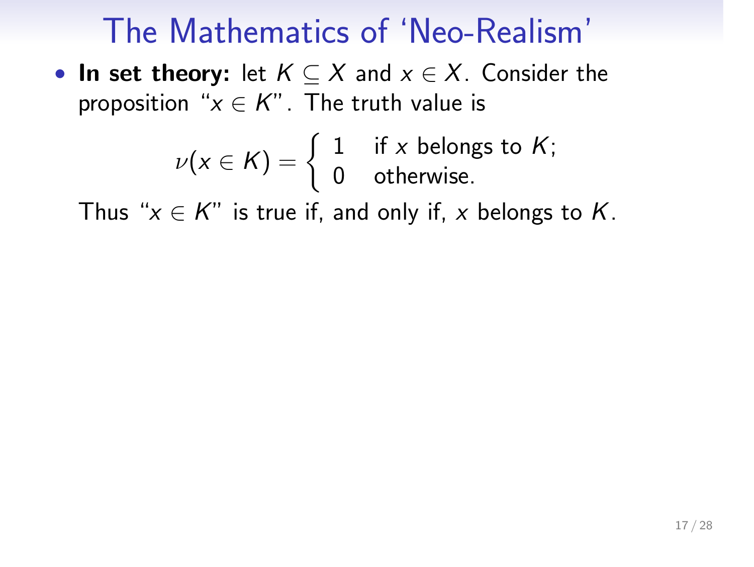# The Mathematics of 'Neo-Realism'

- **In set theory:** let $K \subseteq X$ and $x \in X$. Consider the proposition "$x \in K$". The truth value is

$$\nu(x \in K) = \begin{cases} 1 & \text{if } x \text{ belongs to } K; \\ 0 & \text{otherwise.} \end{cases}$$

  Thus "$x \in K$" is true if, and only if, $x$ belongs to $K$.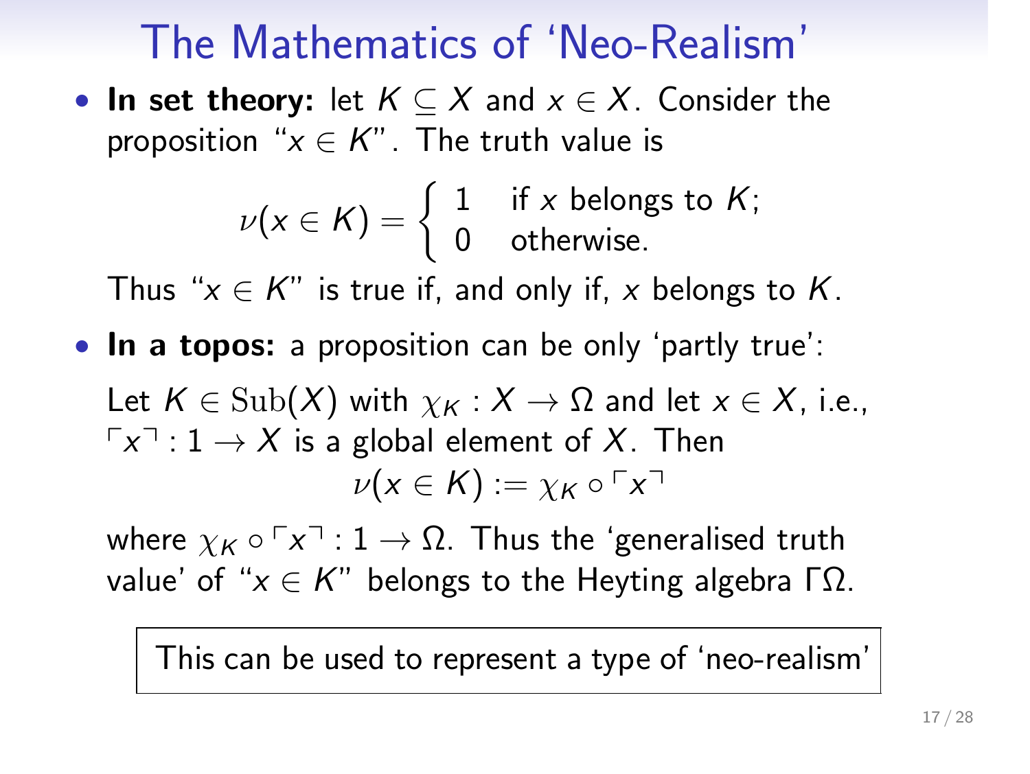# The Mathematics of 'Neo-Realism'

- **In set theory:** let $K \subseteq X$ and $x \in X$. Consider the proposition "$x \in K$". The truth value is

$$\nu(x \in K) = \begin{cases} 1 & \text{if } x \text{ belongs to } K; \\ 0 & \text{otherwise.} \end{cases}$$

  Thus "$x \in K$" is true if, and only if, $x$ belongs to $K$.

- **In a topos:** a proposition can be only 'partly true':

  Let $K \in \mathrm{Sub}(X)$ with $\chi_K : X \to \Omega$ and let $x \in X$, i.e., $\ulcorner x \urcorner : 1 \to X$ is a global element of $X$. Then

$$\nu(x \in K) := \chi_K \circ \ulcorner x \urcorner$$

  where $\chi_K \circ \ulcorner x \urcorner : 1 \to \Omega$. Thus the 'generalised truth value' of "$x \in K$" belongs to the Heyting algebra $\Gamma\Omega$.

This can be used to represent a type of 'neo-realism'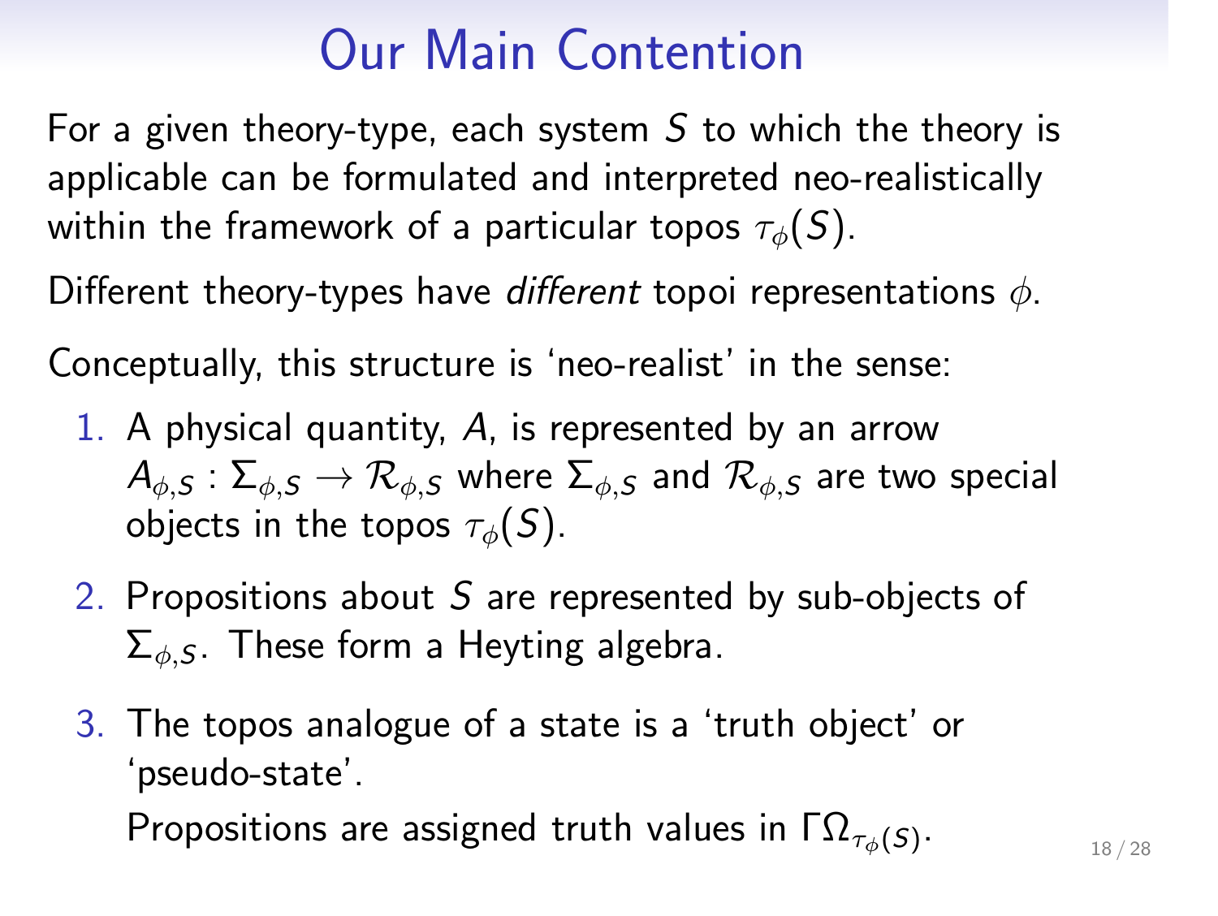# Our Main Contention

For a given theory-type, each system $S$ to which the theory is applicable can be formulated and interpreted neo-realistically within the framework of a particular topos $\tau_\phi(S)$.

Different theory-types have *different* topoi representations $\phi$.

Conceptually, this structure is 'neo-realist' in the sense:

1. A physical quantity, $A$, is represented by an arrow $A_{\phi,S} : \Sigma_{\phi,S} \to \mathcal{R}_{\phi,S}$ where $\Sigma_{\phi,S}$ and $\mathcal{R}_{\phi,S}$ are two special objects in the topos $\tau_\phi(S)$.
2. Propositions about $S$ are represented by sub-objects of $\Sigma_{\phi,S}$. These form a Heyting algebra.
3. The topos analogue of a state is a 'truth object' or 'pseudo-state'.

   Propositions are assigned truth values in $\Gamma\Omega_{\tau_\phi(S)}$.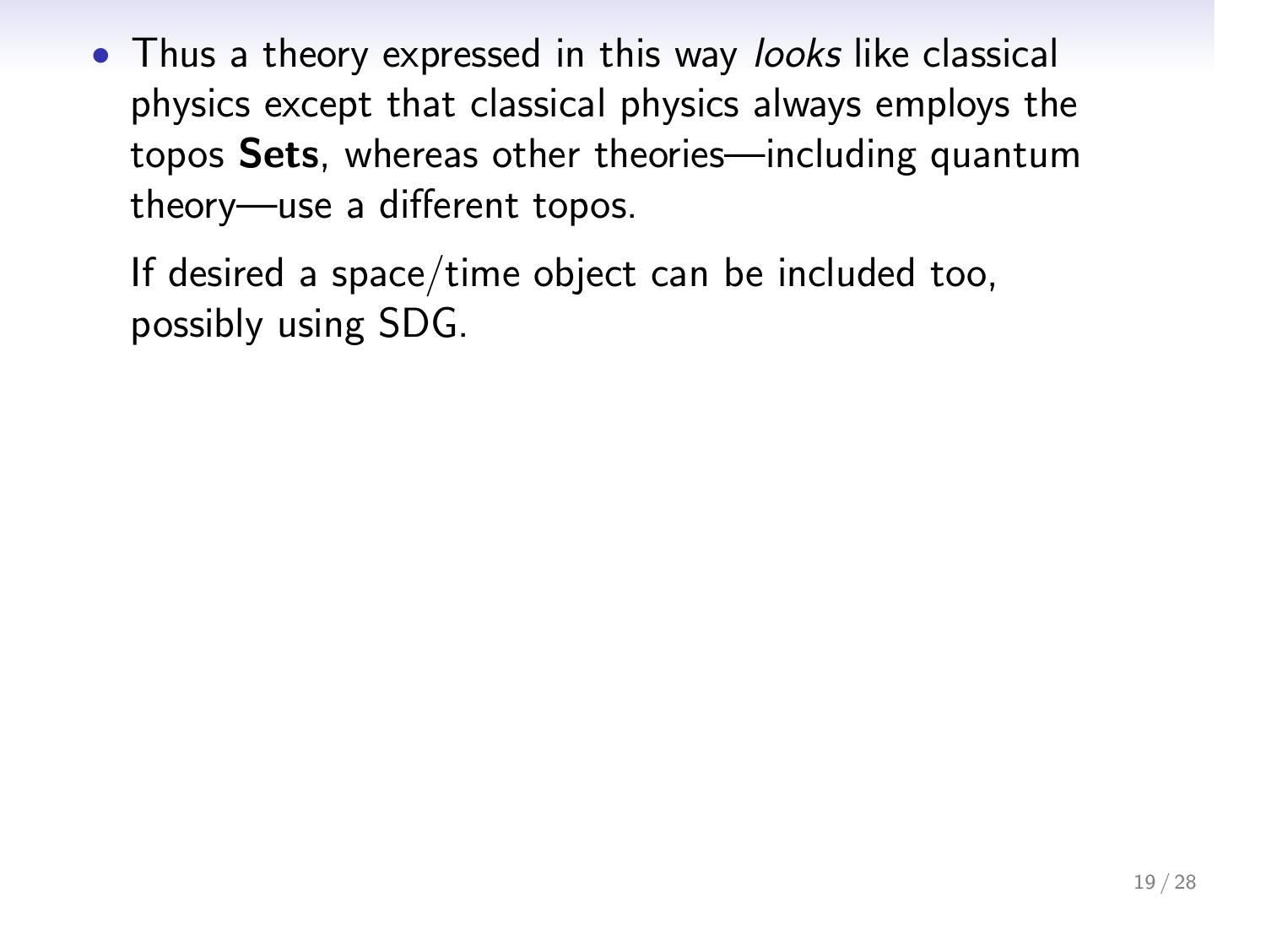- Thus a theory expressed in this way *looks* like classical physics except that classical physics always employs the topos **Sets**, whereas other theories—including quantum theory—use a different topos.

  If desired a space/time object can be included too, possibly using SDG.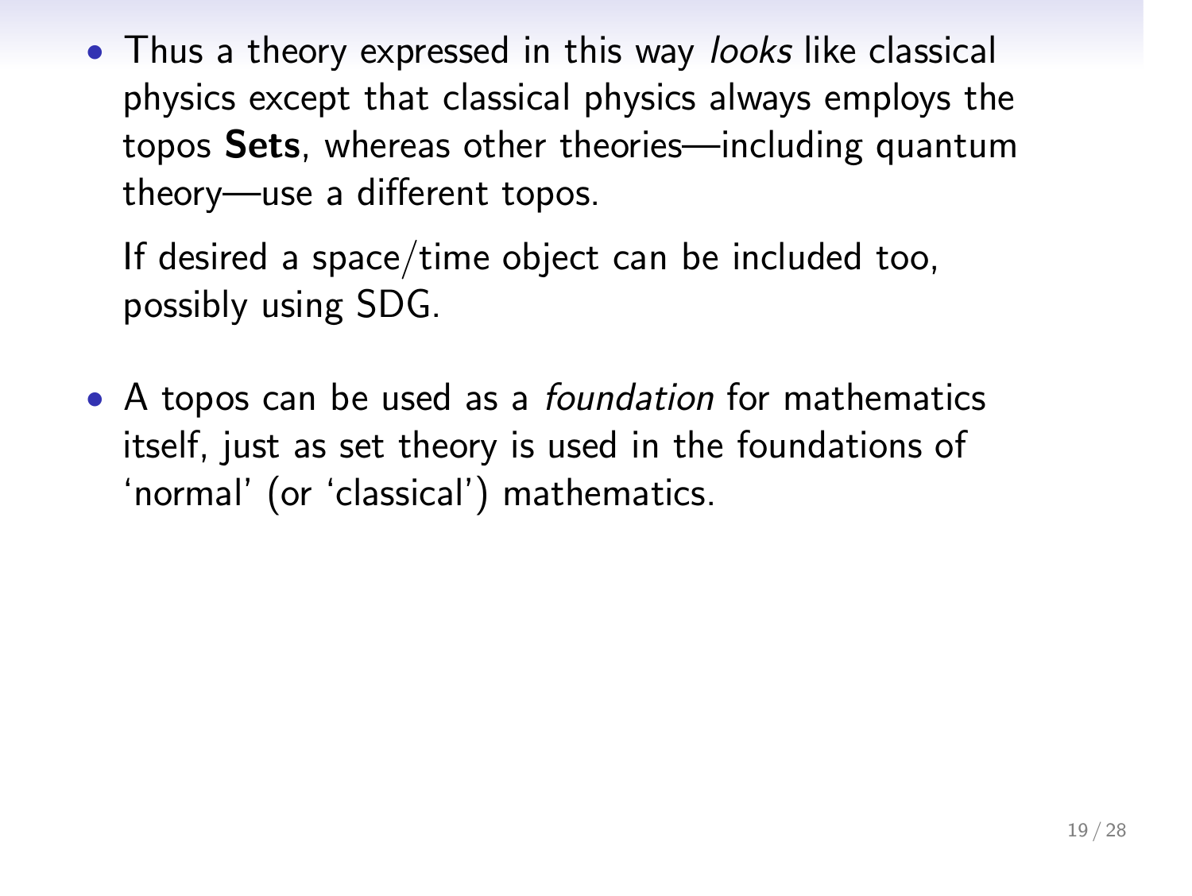- Thus a theory expressed in this way *looks* like classical physics except that classical physics always employs the topos **Sets**, whereas other theories—including quantum theory—use a different topos.

  If desired a space/time object can be included too, possibly using SDG.

- A topos can be used as a *foundation* for mathematics itself, just as set theory is used in the foundations of 'normal' (or 'classical') mathematics.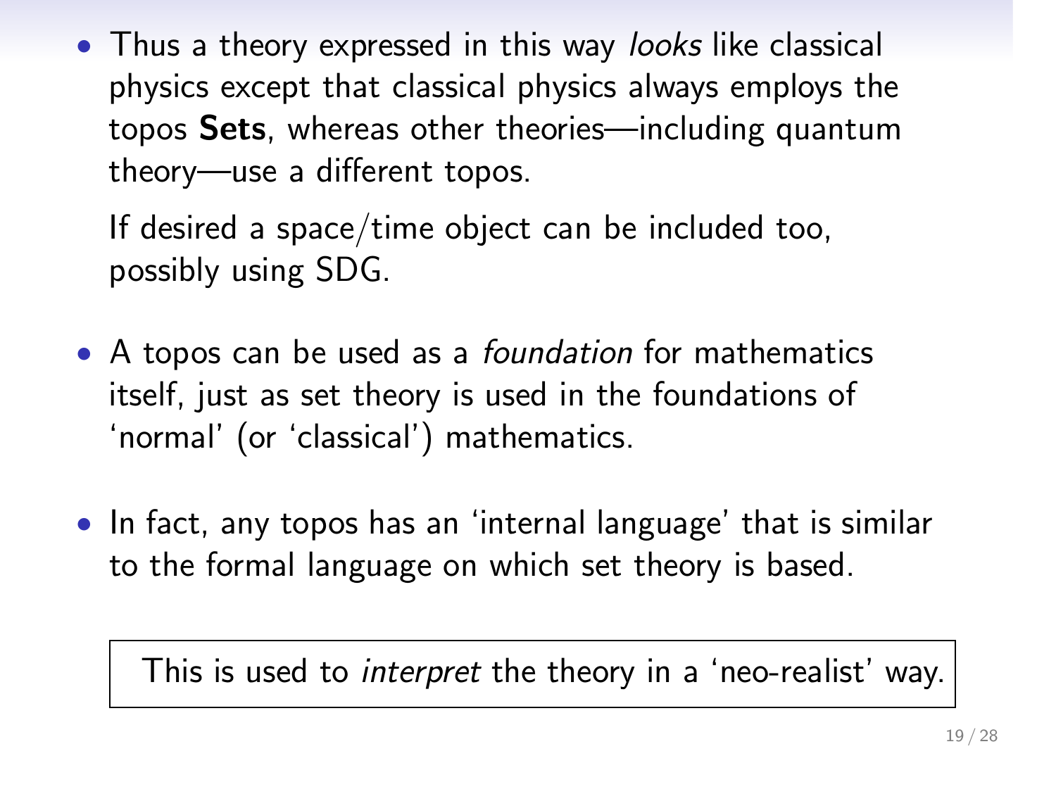- Thus a theory expressed in this way *looks* like classical physics except that classical physics always employs the topos **Sets**, whereas other theories—including quantum theory—use a different topos.

  If desired a space/time object can be included too, possibly using SDG.

- A topos can be used as a *foundation* for mathematics itself, just as set theory is used in the foundations of 'normal' (or 'classical') mathematics.

- In fact, any topos has an 'internal language' that is similar to the formal language on which set theory is based.

> This is used to *interpret* the theory in a 'neo-realist' way.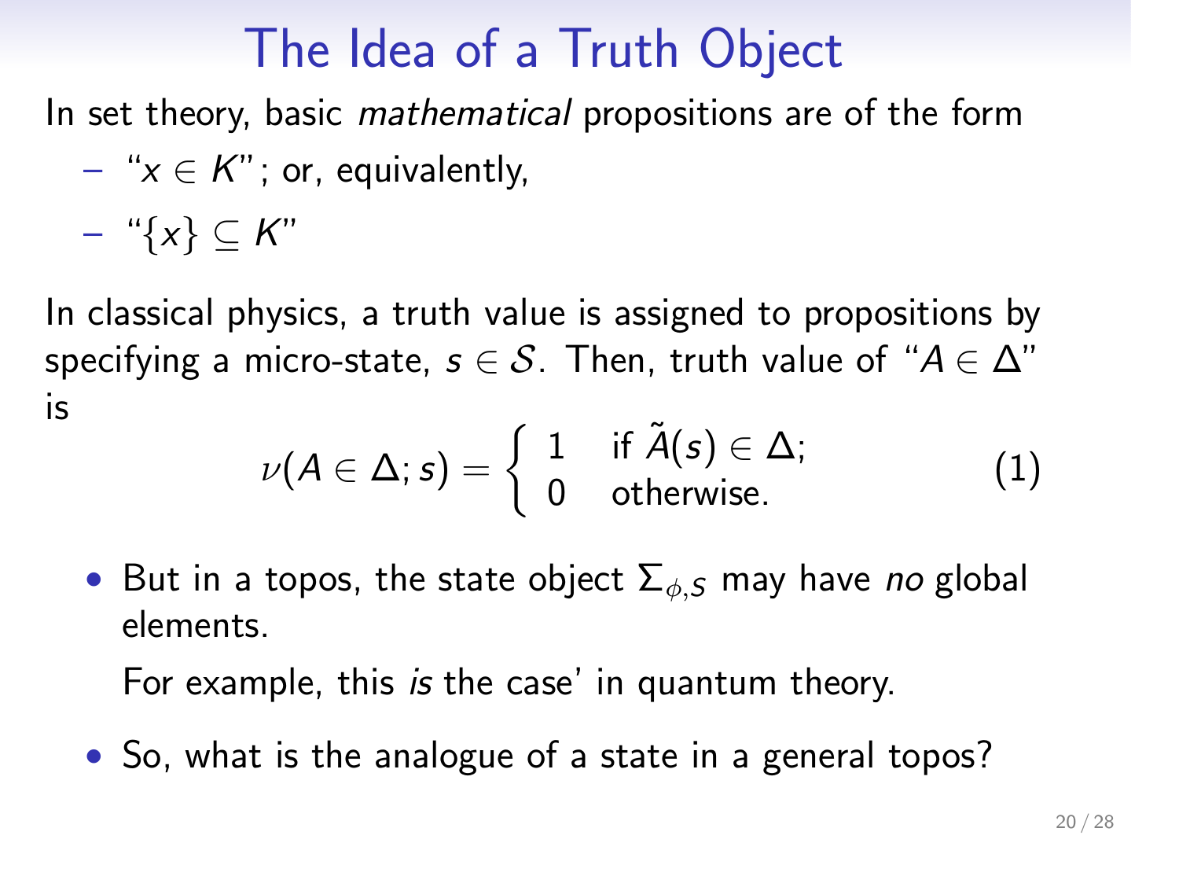# The Idea of a Truth Object

In set theory, basic *mathematical* propositions are of the form

- "$x \in K$"; or, equivalently,
- "$\{x\} \subseteq K$"

In classical physics, a truth value is assigned to propositions by specifying a micro-state, $s \in \mathcal{S}$. Then, truth value of "$A \in \Delta$" is

$$\nu(A \in \Delta; s) = \begin{cases} 1 & \text{if } \tilde{A}(s) \in \Delta; \\ 0 & \text{otherwise.} \end{cases} \tag{1}$$

- But in a topos, the state object $\Sigma_{\phi,S}$ may have *no* global elements.

  For example, this *is* the case' in quantum theory.

- So, what is the analogue of a state in a general topos?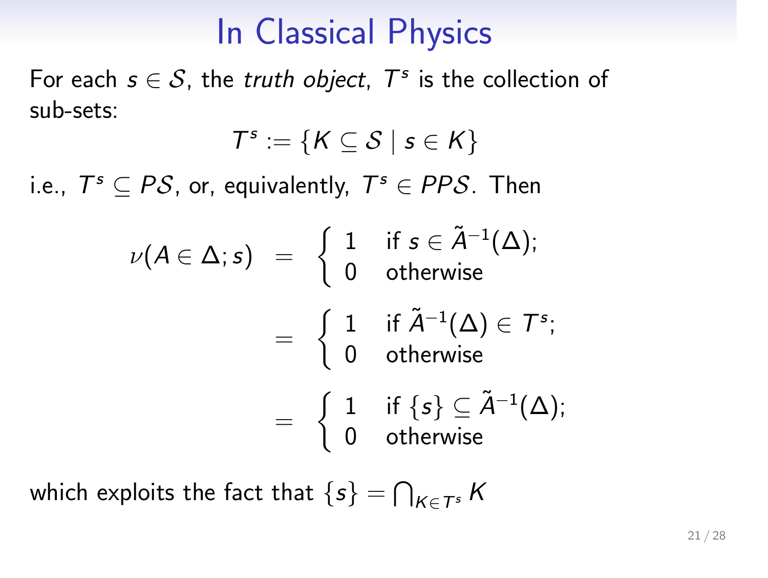# In Classical Physics

For each $s \in \mathcal{S}$, the *truth object*, $T^s$ is the collection of sub-sets:

$$T^s := \{K \subseteq \mathcal{S} \mid s \in K\}$$

i.e., $T^s \subseteq P\mathcal{S}$, or, equivalently, $T^s \in PP\mathcal{S}$. Then

$$\begin{aligned}
\nu(A \in \Delta; s) &= \begin{cases} 1 & \text{if } s \in \tilde{A}^{-1}(\Delta); \\ 0 & \text{otherwise} \end{cases} \\
&= \begin{cases} 1 & \text{if } \tilde{A}^{-1}(\Delta) \in T^s; \\ 0 & \text{otherwise} \end{cases} \\
&= \begin{cases} 1 & \text{if } \{s\} \subseteq \tilde{A}^{-1}(\Delta); \\ 0 & \text{otherwise} \end{cases}
\end{aligned}$$

which exploits the fact that $\{s\} = \bigcap_{K \in T^s} K$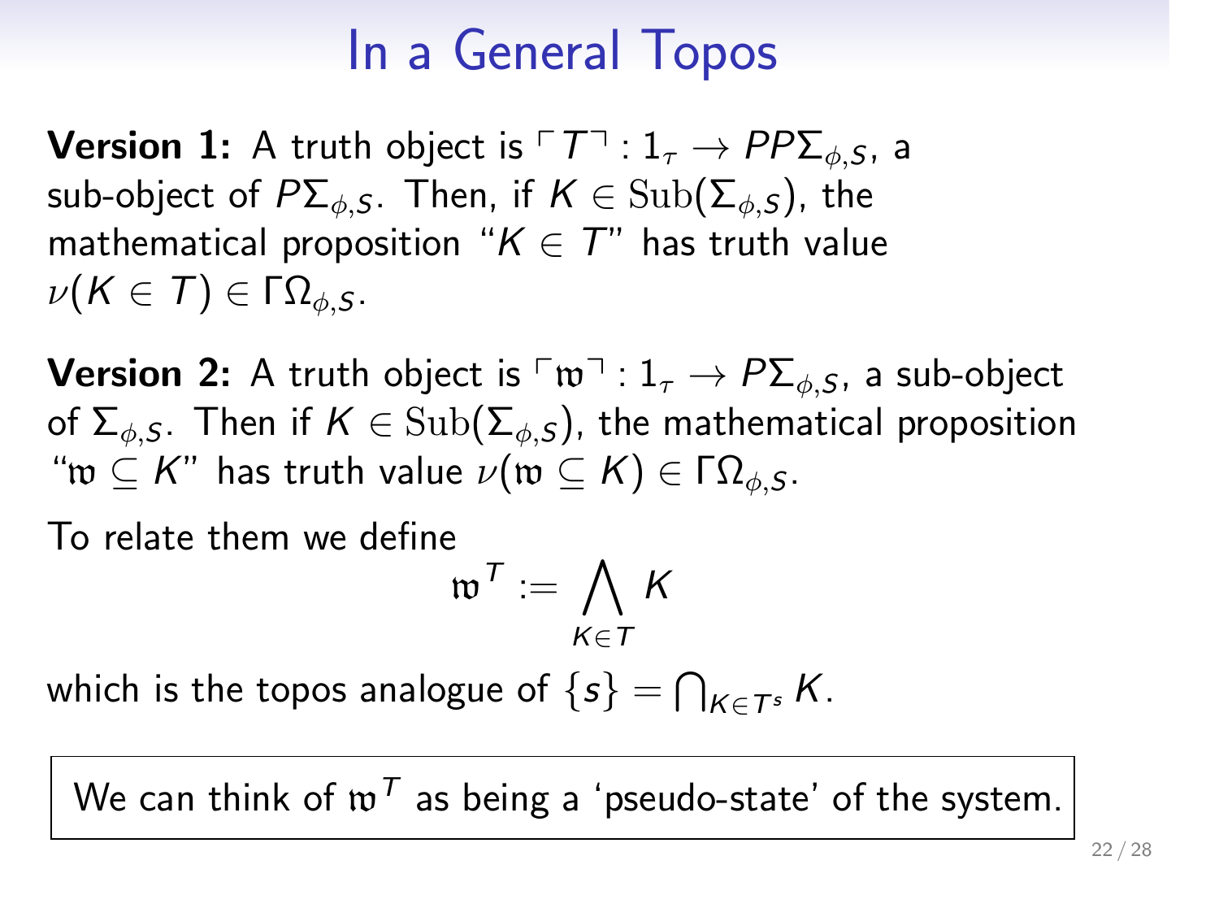# In a General Topos

**Version 1:** A truth object is $\ulcorner T \urcorner : 1_\tau \to PP\Sigma_{\phi,S}$, a sub-object of $P\Sigma_{\phi,S}$. Then, if $K \in \mathrm{Sub}(\Sigma_{\phi,S})$, the mathematical proposition "$K \in T$" has truth value $\nu(K \in T) \in \Gamma\Omega_{\phi,S}$.

**Version 2:** A truth object is $\ulcorner \mathfrak{w} \urcorner : 1_\tau \to P\Sigma_{\phi,S}$, a sub-object of $\Sigma_{\phi,S}$. Then if $K \in \mathrm{Sub}(\Sigma_{\phi,S})$, the mathematical proposition "$\mathfrak{w} \subseteq K$" has truth value $\nu(\mathfrak{w} \subseteq K) \in \Gamma\Omega_{\phi,S}$.

To relate them we define

$$\mathfrak{w}^T := \bigwedge_{K \in T} K$$

which is the topos analogue of $\{s\} = \bigcap_{K \in T^s} K$.

| We can think of $\mathfrak{w}^T$ as being a 'pseudo-state' of the system. |
| --- |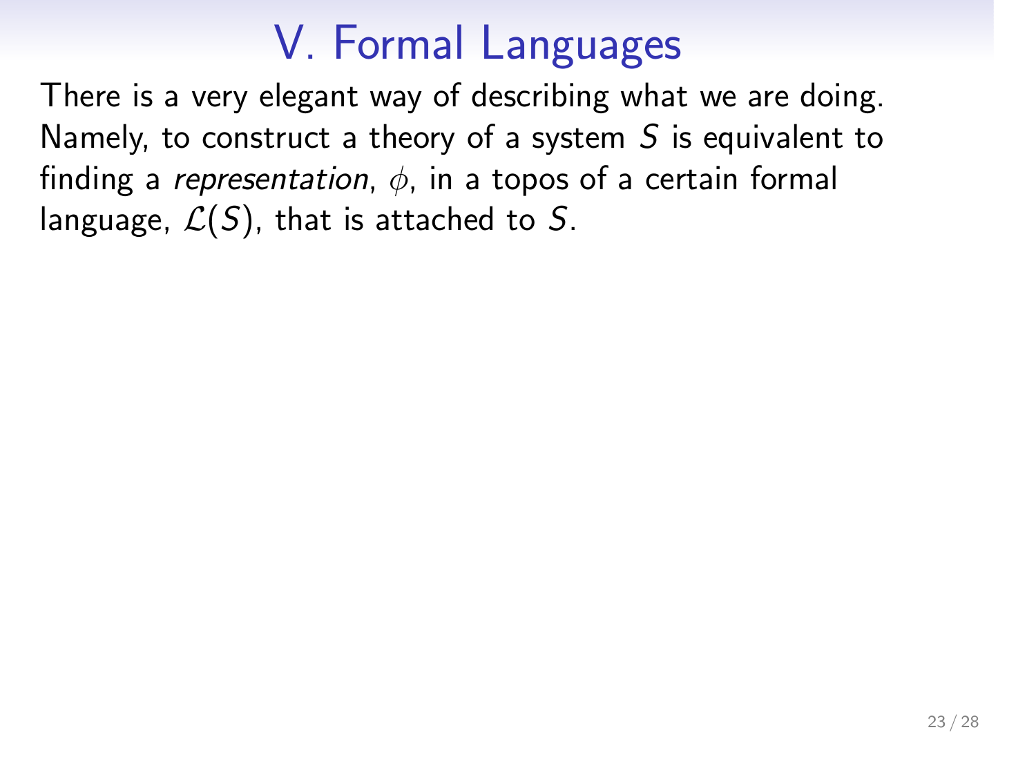# V. Formal Languages

There is a very elegant way of describing what we are doing. Namely, to construct a theory of a system $S$ is equivalent to finding a *representation*, $\phi$, in a topos of a certain formal language, $\mathcal{L}(S)$, that is attached to $S$.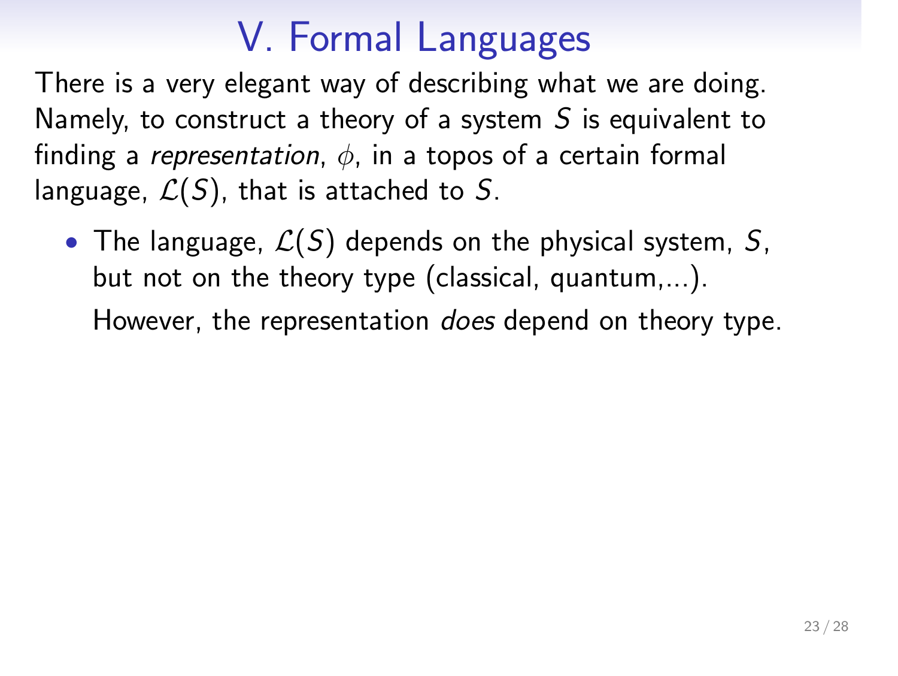# V. Formal Languages

There is a very elegant way of describing what we are doing. Namely, to construct a theory of a system $S$ is equivalent to finding a *representation*, $\phi$, in a topos of a certain formal language, $\mathcal{L}(S)$, that is attached to $S$.

- The language, $\mathcal{L}(S)$ depends on the physical system, $S$, but not on the theory type (classical, quantum,...).

  However, the representation *does* depend on theory type.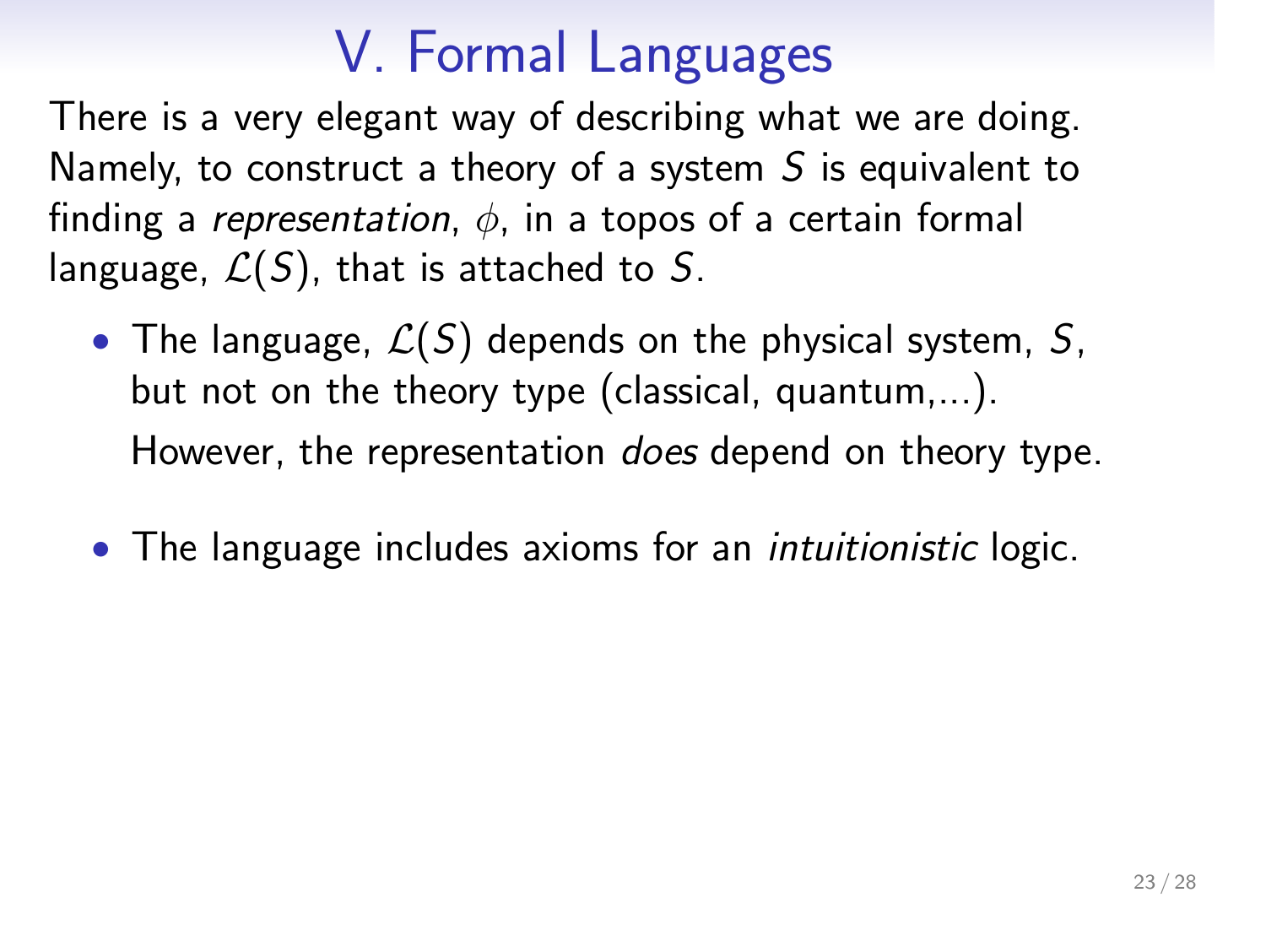# V. Formal Languages

There is a very elegant way of describing what we are doing. Namely, to construct a theory of a system $S$ is equivalent to finding a *representation*, $\phi$, in a topos of a certain formal language, $\mathcal{L}(S)$, that is attached to $S$.

- The language, $\mathcal{L}(S)$ depends on the physical system, $S$, but not on the theory type (classical, quantum,...).

  However, the representation *does* depend on theory type.

- The language includes axioms for an *intuitionistic* logic.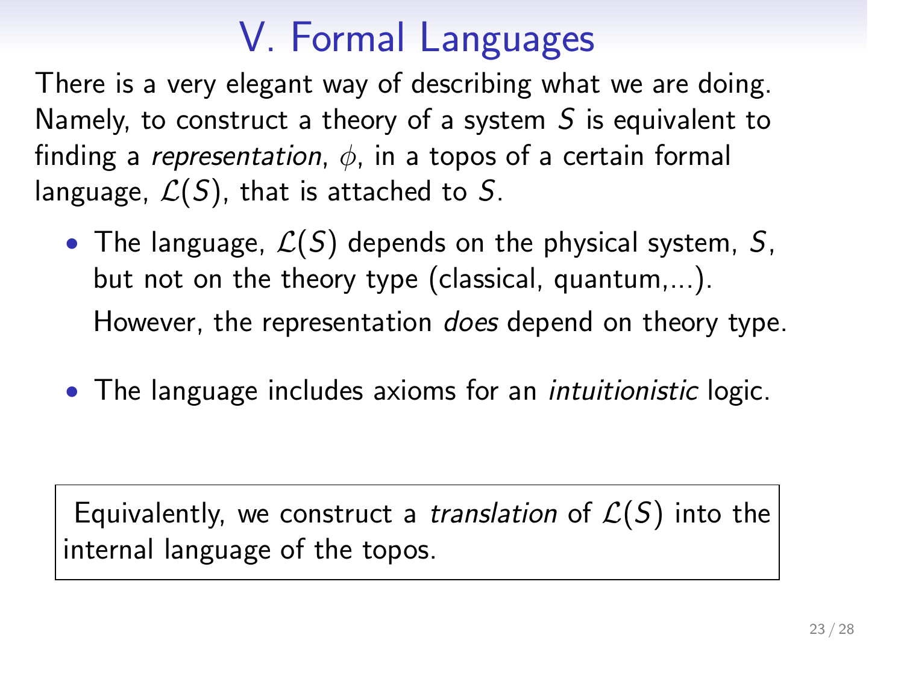# V. Formal Languages

There is a very elegant way of describing what we are doing. Namely, to construct a theory of a system $S$ is equivalent to finding a *representation*, $\phi$, in a topos of a certain formal language, $\mathcal{L}(S)$, that is attached to $S$.

- The language, $\mathcal{L}(S)$ depends on the physical system, $S$, but not on the theory type (classical, quantum,...).

  However, the representation *does* depend on theory type.

- The language includes axioms for an *intuitionistic* logic.

> Equivalently, we construct a *translation* of $\mathcal{L}(S)$ into the internal language of the topos.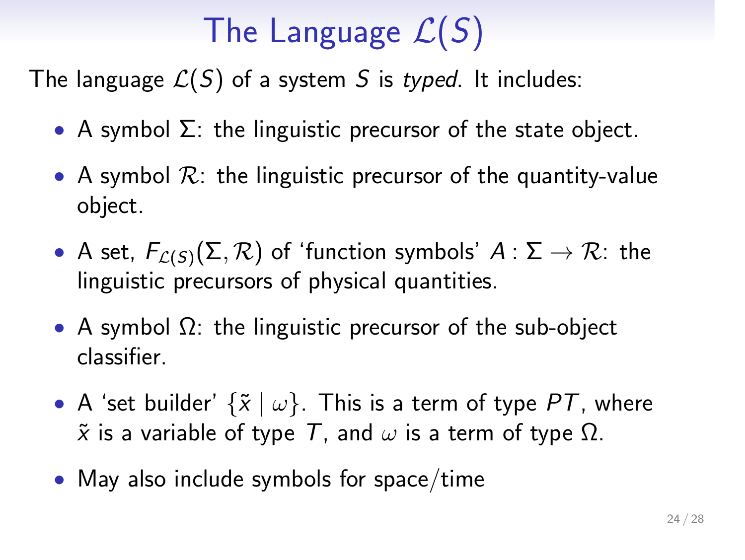# The Language $\mathcal{L}(S)$

The language $\mathcal{L}(S)$ of a system $S$ is *typed*. It includes:

- A symbol $\Sigma$: the linguistic precursor of the state object.
- A symbol $\mathcal{R}$: the linguistic precursor of the quantity-value object.
- A set, $F_{\mathcal{L}(S)}(\Sigma, \mathcal{R})$ of 'function symbols' $A : \Sigma \to \mathcal{R}$: the linguistic precursors of physical quantities.
- A symbol $\Omega$: the linguistic precursor of the sub-object classifier.
- A 'set builder' $\{\tilde{x} \mid \omega\}$. This is a term of type $PT$, where $\tilde{x}$ is a variable of type $T$, and $\omega$ is a term of type $\Omega$.
- May also include symbols for space/time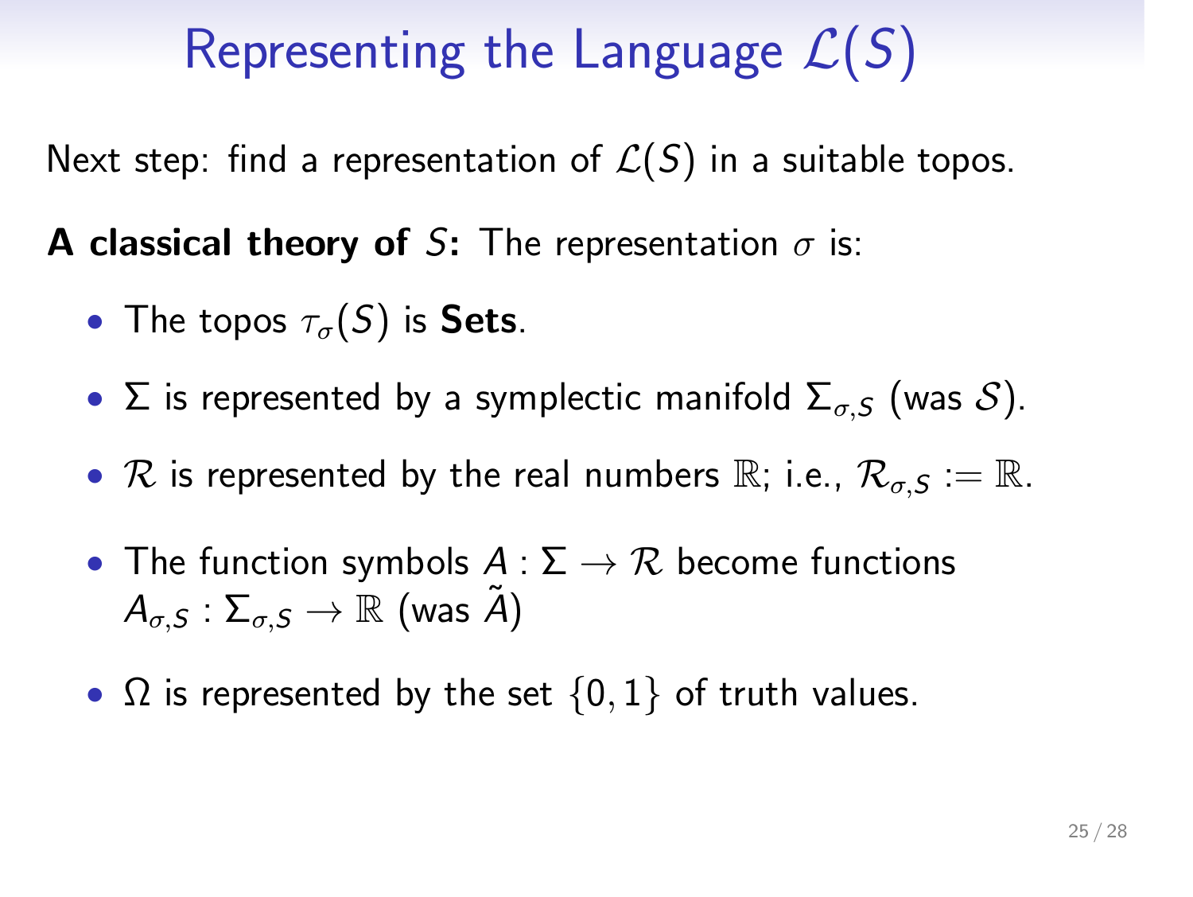# Representing the Language $\mathcal{L}(S)$

Next step: find a representation of $\mathcal{L}(S)$ in a suitable topos.

**A classical theory of $S$:** The representation $\sigma$ is:

- The topos $\tau_\sigma(S)$ is **Sets**.
- $\Sigma$ is represented by a symplectic manifold $\Sigma_{\sigma,S}$ (was $\mathcal{S}$).
- $\mathcal{R}$ is represented by the real numbers $\mathbb{R}$; i.e., $\mathcal{R}_{\sigma,S} := \mathbb{R}$.
- The function symbols $A : \Sigma \to \mathcal{R}$ become functions $A_{\sigma,S} : \Sigma_{\sigma,S} \to \mathbb{R}$ (was $\tilde{A}$)
- $\Omega$ is represented by the set $\{0, 1\}$ of truth values.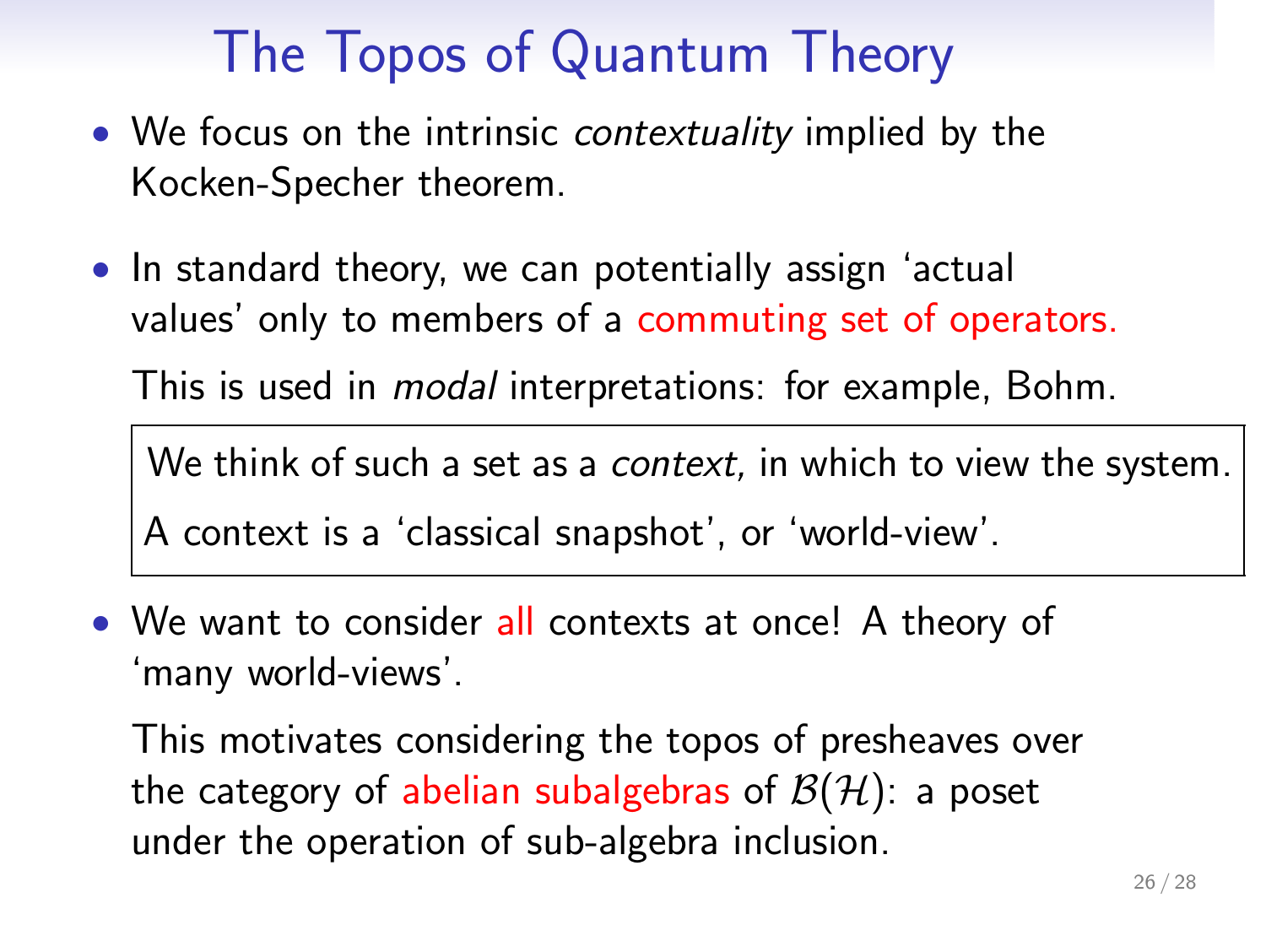# The Topos of Quantum Theory

- We focus on the intrinsic *contextuality* implied by the Kocken-Specher theorem.
- In standard theory, we can potentially assign 'actual values' only to members of a commuting set of operators.

  This is used in *modal* interpretations: for example, Bohm.

  > We think of such a set as a *context*, in which to view the system.
  >
  > A context is a 'classical snapshot', or 'world-view'.

- We want to consider all contexts at once! A theory of 'many world-views'.

  This motivates considering the topos of presheaves over the category of abelian subalgebras of $\mathcal{B}(\mathcal{H})$: a poset under the operation of sub-algebra inclusion.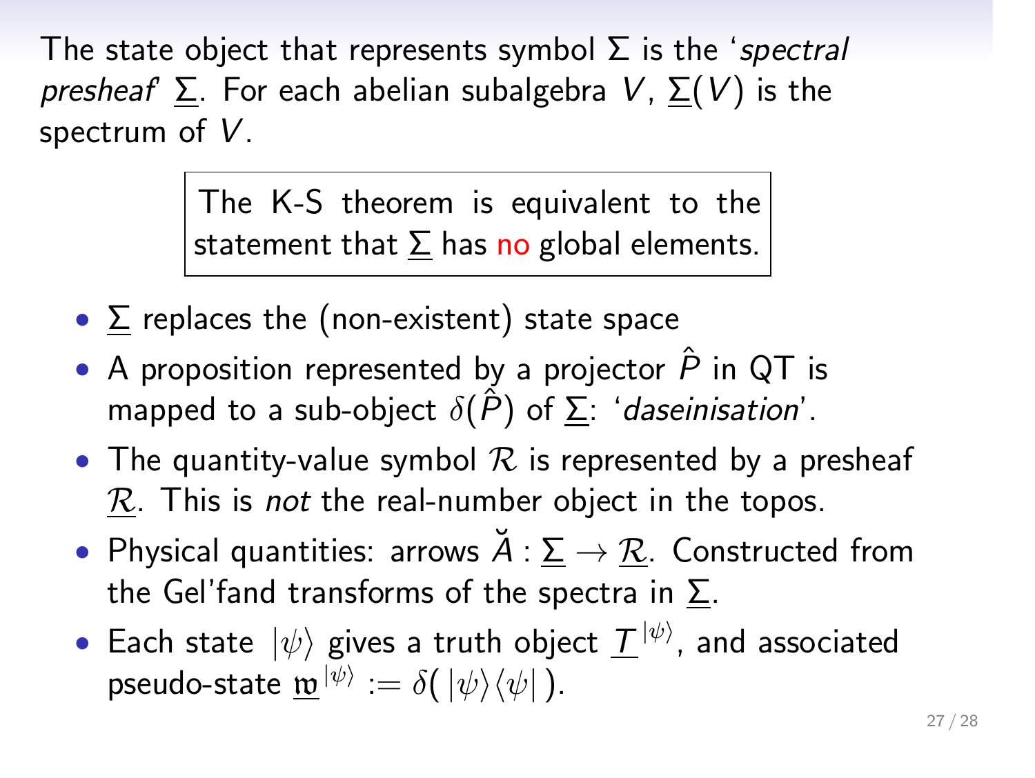The state object that represents symbol $\Sigma$ is the '*spectral presheaf*' $\underline{\Sigma}$. For each abelian subalgebra $V$, $\underline{\Sigma}(V)$ is the spectrum of $V$.

> The K-S theorem is equivalent to the statement that $\underline{\Sigma}$ has no global elements.

- $\underline{\Sigma}$ replaces the (non-existent) state space
- A proposition represented by a projector $\hat{P}$ in QT is mapped to a sub-object $\delta(\hat{P})$ of $\underline{\Sigma}$: '*daseinisation*'.
- The quantity-value symbol $\mathcal{R}$ is represented by a presheaf $\underline{\mathcal{R}}$. This is *not* the real-number object in the topos.
- Physical quantities: arrows $\breve{A} : \underline{\Sigma} \to \underline{\mathcal{R}}$. Constructed from the Gel'fand transforms of the spectra in $\underline{\Sigma}$.
- Each state $|\psi\rangle$ gives a truth object $\underline{T}^{|\psi\rangle}$, and associated pseudo-state $\underline{\mathfrak{w}}^{|\psi\rangle} := \delta(\,|\psi\rangle\langle\psi|\,)$.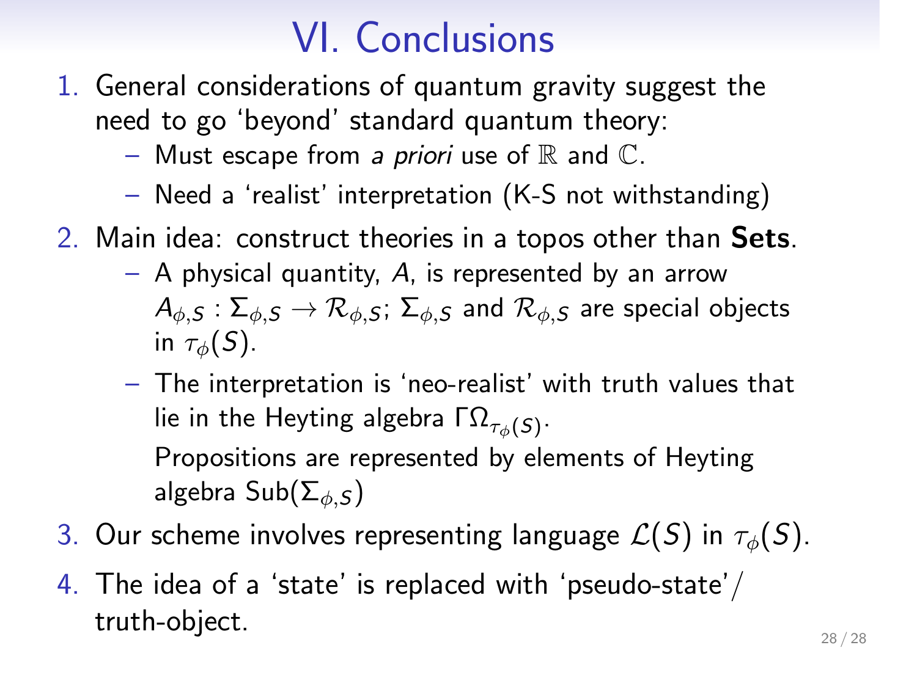# VI. Conclusions

1. General considerations of quantum gravity suggest the need to go 'beyond' standard quantum theory:
   - Must escape from *a priori* use of $\mathbb{R}$ and $\mathbb{C}$.
   - Need a 'realist' interpretation (K-S not withstanding)
2. Main idea: construct theories in a topos other than **Sets**.
   - A physical quantity, $A$, is represented by an arrow $A_{\phi,S} : \Sigma_{\phi,S} \to \mathcal{R}_{\phi,S}$; $\Sigma_{\phi,S}$ and $\mathcal{R}_{\phi,S}$ are special objects in $\tau_\phi(S)$.
   - The interpretation is 'neo-realist' with truth values that lie in the Heyting algebra $\Gamma\Omega_{\tau_\phi(S)}$.

     Propositions are represented by elements of Heyting algebra $\mathrm{Sub}(\Sigma_{\phi,S})$
3. Our scheme involves representing language $\mathcal{L}(S)$ in $\tau_\phi(S)$.
4. The idea of a 'state' is replaced with 'pseudo-state'/ truth-object.